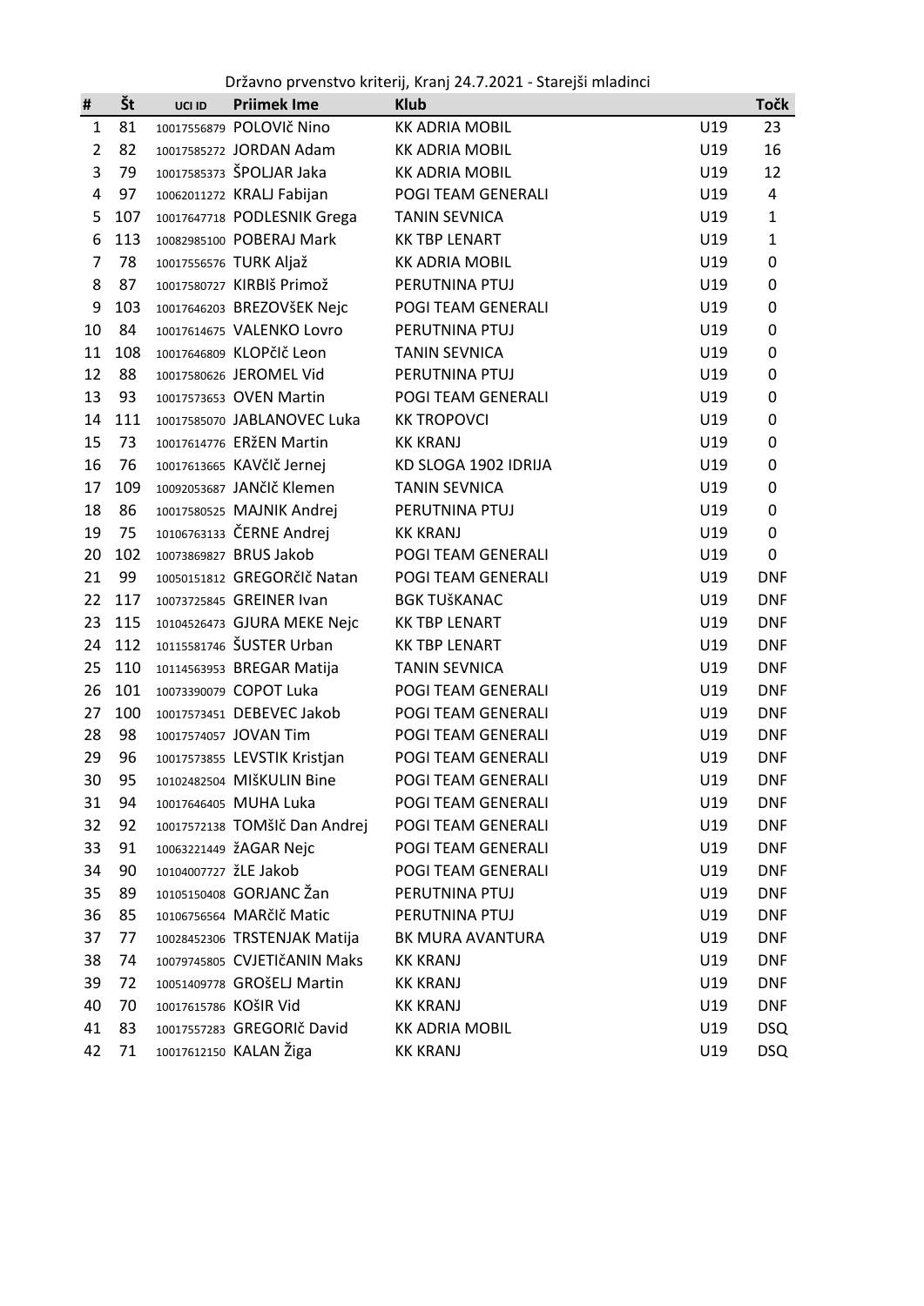Državno prvenstvo kriterij, Kranj 24.7.2021 - Starejši mladinci

| # | Št | UCI ID | Priimek Ime | Klub | | Točk |
|---|---|---|---|---|---|---|
| 1 | 81 | 10017556879 | POLOVIč Nino | KK ADRIA MOBIL | U19 | 23 |
| 2 | 82 | 10017585272 | JORDAN Adam | KK ADRIA MOBIL | U19 | 16 |
| 3 | 79 | 10017585373 | ŠPOLJAR Jaka | KK ADRIA MOBIL | U19 | 12 |
| 4 | 97 | 10062011272 | KRALJ Fabijan | POGI TEAM GENERALI | U19 | 4 |
| 5 | 107 | 10017647718 | PODLESNIK Grega | TANIN SEVNICA | U19 | 1 |
| 6 | 113 | 10082985100 | POBERAJ Mark | KK TBP LENART | U19 | 1 |
| 7 | 78 | 10017556576 | TURK Aljaž | KK ADRIA MOBIL | U19 | 0 |
| 8 | 87 | 10017580727 | KIRBIš Primož | PERUTNINA PTUJ | U19 | 0 |
| 9 | 103 | 10017646203 | BREZOVšEK Nejc | POGI TEAM GENERALI | U19 | 0 |
| 10 | 84 | 10017614675 | VALENKO Lovro | PERUTNINA PTUJ | U19 | 0 |
| 11 | 108 | 10017646809 | KLOPčIč Leon | TANIN SEVNICA | U19 | 0 |
| 12 | 88 | 10017580626 | JEROMEL Vid | PERUTNINA PTUJ | U19 | 0 |
| 13 | 93 | 10017573653 | OVEN Martin | POGI TEAM GENERALI | U19 | 0 |
| 14 | 111 | 10017585070 | JABLANOVEC Luka | KK TROPOVCI | U19 | 0 |
| 15 | 73 | 10017614776 | ERžEN Martin | KK KRANJ | U19 | 0 |
| 16 | 76 | 10017613665 | KAVčIč Jernej | KD SLOGA 1902 IDRIJA | U19 | 0 |
| 17 | 109 | 10092053687 | JANčIč Klemen | TANIN SEVNICA | U19 | 0 |
| 18 | 86 | 10017580525 | MAJNIK Andrej | PERUTNINA PTUJ | U19 | 0 |
| 19 | 75 | 10106763133 | ČERNE Andrej | KK KRANJ | U19 | 0 |
| 20 | 102 | 10073869827 | BRUS Jakob | POGI TEAM GENERALI | U19 | 0 |
| 21 | 99 | 10050151812 | GREGORčIč Natan | POGI TEAM GENERALI | U19 | DNF |
| 22 | 117 | 10073725845 | GREINER Ivan | BGK TUšKANAC | U19 | DNF |
| 23 | 115 | 10104526473 | GJURA MEKE Nejc | KK TBP LENART | U19 | DNF |
| 24 | 112 | 10115581746 | ŠUSTER Urban | KK TBP LENART | U19 | DNF |
| 25 | 110 | 10114563953 | BREGAR Matija | TANIN SEVNICA | U19 | DNF |
| 26 | 101 | 10073390079 | COPOT Luka | POGI TEAM GENERALI | U19 | DNF |
| 27 | 100 | 10017573451 | DEBEVEC Jakob | POGI TEAM GENERALI | U19 | DNF |
| 28 | 98 | 10017574057 | JOVAN Tim | POGI TEAM GENERALI | U19 | DNF |
| 29 | 96 | 10017573855 | LEVSTIK Kristjan | POGI TEAM GENERALI | U19 | DNF |
| 30 | 95 | 10102482504 | MIšKULIN Bine | POGI TEAM GENERALI | U19 | DNF |
| 31 | 94 | 10017646405 | MUHA Luka | POGI TEAM GENERALI | U19 | DNF |
| 32 | 92 | 10017572138 | TOMšIč Dan Andrej | POGI TEAM GENERALI | U19 | DNF |
| 33 | 91 | 10063221449 | žAGAR Nejc | POGI TEAM GENERALI | U19 | DNF |
| 34 | 90 | 10104007727 | žLE Jakob | POGI TEAM GENERALI | U19 | DNF |
| 35 | 89 | 10105150408 | GORJANC Žan | PERUTNINA PTUJ | U19 | DNF |
| 36 | 85 | 10106756564 | MARčIč Matic | PERUTNINA PTUJ | U19 | DNF |
| 37 | 77 | 10028452306 | TRSTENJAK Matija | BK MURA AVANTURA | U19 | DNF |
| 38 | 74 | 10079745805 | CVJETIčANIN Maks | KK KRANJ | U19 | DNF |
| 39 | 72 | 10051409778 | GROšELJ Martin | KK KRANJ | U19 | DNF |
| 40 | 70 | 10017615786 | KOšIR Vid | KK KRANJ | U19 | DNF |
| 41 | 83 | 10017557283 | GREGORIč David | KK ADRIA MOBIL | U19 | DSQ |
| 42 | 71 | 10017612150 | KALAN Žiga | KK KRANJ | U19 | DSQ |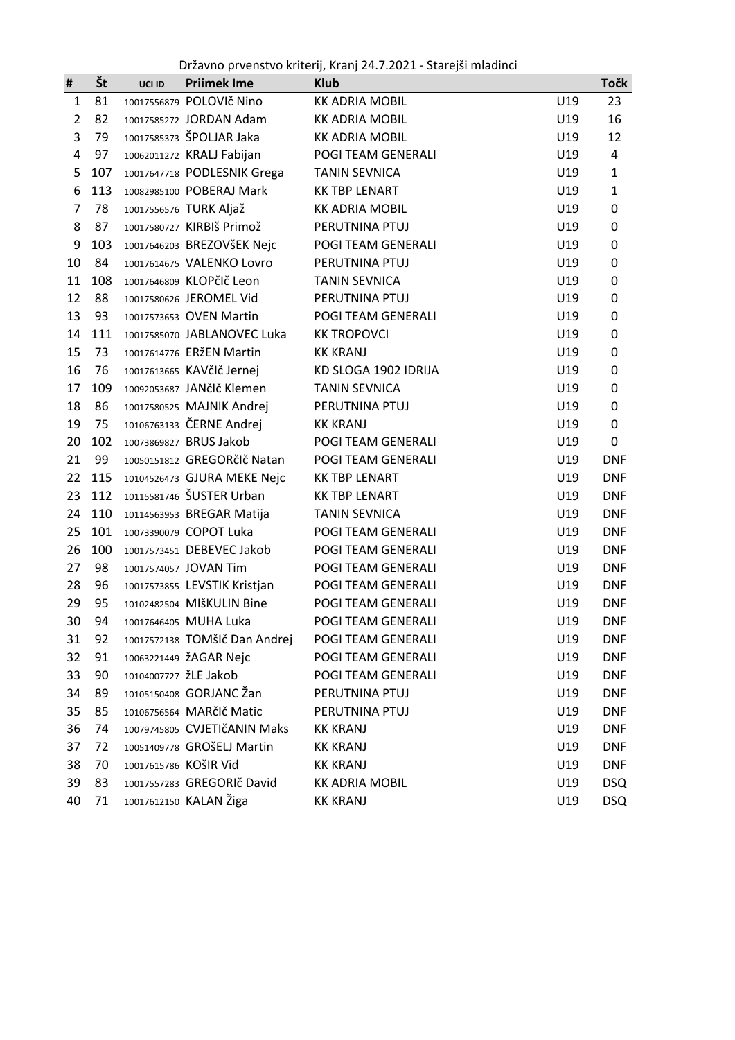Državno prvenstvo kriterij, Kranj 24.7.2021 - Starejši mladinci

| # | Št | UCI ID | Priimek Ime | Klub | | Točk |
|---|---|---|---|---|---|---|
| 1 | 81 | 10017556879 | POLOVIč Nino | KK ADRIA MOBIL | U19 | 23 |
| 2 | 82 | 10017585272 | JORDAN Adam | KK ADRIA MOBIL | U19 | 16 |
| 3 | 79 | 10017585373 | ŠPOLJAR Jaka | KK ADRIA MOBIL | U19 | 12 |
| 4 | 97 | 10062011272 | KRALJ Fabijan | POGI TEAM GENERALI | U19 | 4 |
| 5 | 107 | 10017647718 | PODLESNIK Grega | TANIN SEVNICA | U19 | 1 |
| 6 | 113 | 10082985100 | POBERAJ Mark | KK TBP LENART | U19 | 1 |
| 7 | 78 | 10017556576 | TURK Aljaž | KK ADRIA MOBIL | U19 | 0 |
| 8 | 87 | 10017580727 | KIRBIš Primož | PERUTNINA PTUJ | U19 | 0 |
| 9 | 103 | 10017646203 | BREZOVšEK Nejc | POGI TEAM GENERALI | U19 | 0 |
| 10 | 84 | 10017614675 | VALENKO Lovro | PERUTNINA PTUJ | U19 | 0 |
| 11 | 108 | 10017646809 | KLOPčIč Leon | TANIN SEVNICA | U19 | 0 |
| 12 | 88 | 10017580626 | JEROMEL Vid | PERUTNINA PTUJ | U19 | 0 |
| 13 | 93 | 10017573653 | OVEN Martin | POGI TEAM GENERALI | U19 | 0 |
| 14 | 111 | 10017585070 | JABLANOVEC Luka | KK TROPOVCI | U19 | 0 |
| 15 | 73 | 10017614776 | ERžEN Martin | KK KRANJ | U19 | 0 |
| 16 | 76 | 10017613665 | KAVčIč Jernej | KD SLOGA 1902 IDRIJA | U19 | 0 |
| 17 | 109 | 10092053687 | JANčIč Klemen | TANIN SEVNICA | U19 | 0 |
| 18 | 86 | 10017580525 | MAJNIK Andrej | PERUTNINA PTUJ | U19 | 0 |
| 19 | 75 | 10106763133 | ČERNE Andrej | KK KRANJ | U19 | 0 |
| 20 | 102 | 10073869827 | BRUS Jakob | POGI TEAM GENERALI | U19 | 0 |
| 21 | 99 | 10050151812 | GREGORčIč Natan | POGI TEAM GENERALI | U19 | DNF |
| 22 | 115 | 10104526473 | GJURA MEKE Nejc | KK TBP LENART | U19 | DNF |
| 23 | 112 | 10115581746 | ŠUSTER Urban | KK TBP LENART | U19 | DNF |
| 24 | 110 | 10114563953 | BREGAR Matija | TANIN SEVNICA | U19 | DNF |
| 25 | 101 | 10073390079 | COPOT Luka | POGI TEAM GENERALI | U19 | DNF |
| 26 | 100 | 10017573451 | DEBEVEC Jakob | POGI TEAM GENERALI | U19 | DNF |
| 27 | 98 | 10017574057 | JOVAN Tim | POGI TEAM GENERALI | U19 | DNF |
| 28 | 96 | 10017573855 | LEVSTIK Kristjan | POGI TEAM GENERALI | U19 | DNF |
| 29 | 95 | 10102482504 | MIšKULIN Bine | POGI TEAM GENERALI | U19 | DNF |
| 30 | 94 | 10017646405 | MUHA Luka | POGI TEAM GENERALI | U19 | DNF |
| 31 | 92 | 10017572138 | TOMšIč Dan Andrej | POGI TEAM GENERALI | U19 | DNF |
| 32 | 91 | 10063221449 | žAGAR Nejc | POGI TEAM GENERALI | U19 | DNF |
| 33 | 90 | 10104007727 | žLE Jakob | POGI TEAM GENERALI | U19 | DNF |
| 34 | 89 | 10105150408 | GORJANC Žan | PERUTNINA PTUJ | U19 | DNF |
| 35 | 85 | 10106756564 | MARčIč Matic | PERUTNINA PTUJ | U19 | DNF |
| 36 | 74 | 10079745805 | CVJETIčANIN Maks | KK KRANJ | U19 | DNF |
| 37 | 72 | 10051409778 | GROŠELJ Martin | KK KRANJ | U19 | DNF |
| 38 | 70 | 10017615786 | KOšIR Vid | KK KRANJ | U19 | DNF |
| 39 | 83 | 10017557283 | GREGORIč David | KK ADRIA MOBIL | U19 | DSQ |
| 40 | 71 | 10017612150 | KALAN Žiga | KK KRANJ | U19 | DSQ |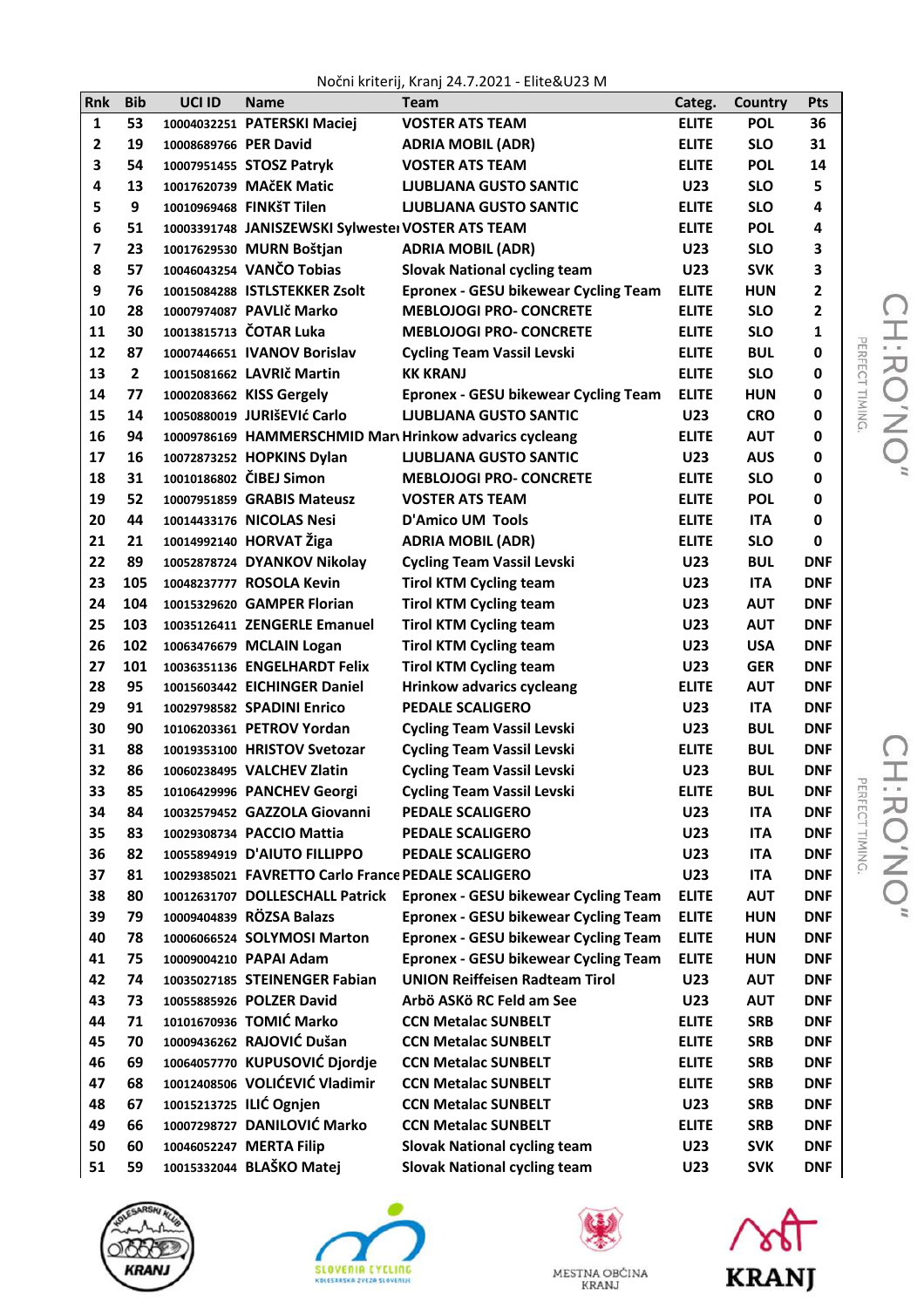Nočni kriterij, Kranj 24.7.2021 - Elite&U23 M

| Rnk | Bib | UCI ID | Name | Team | Categ. | Country | Pts |
|---|---|---|---|---|---|---|---|
| 1 | 53 | 10004032251 | PATERSKI Maciej | VOSTER ATS TEAM | ELITE | POL | 36 |
| 2 | 19 | 10008689766 | PER David | ADRIA MOBIL (ADR) | ELITE | SLO | 31 |
| 3 | 54 | 10007951455 | STOSZ Patryk | VOSTER ATS TEAM | ELITE | POL | 14 |
| 4 | 13 | 10017620739 | MAčEK Matic | LJUBLJANA GUSTO SANTIC | U23 | SLO | 5 |
| 5 | 9 | 10010969468 | FINKšT Tilen | LJUBLJANA GUSTO SANTIC | ELITE | SLO | 4 |
| 6 | 51 | 10003391748 | JANISZEWSKI Sylwester | VOSTER ATS TEAM | ELITE | POL | 4 |
| 7 | 23 | 10017629530 | MURN Boštjan | ADRIA MOBIL (ADR) | U23 | SLO | 3 |
| 8 | 57 | 10046043254 | VANČO Tobias | Slovak National cycling team | U23 | SVK | 3 |
| 9 | 76 | 10015084288 | ISTLSTEKKER Zsolt | Epronex - GESU bikewear Cycling Team | ELITE | HUN | 2 |
| 10 | 28 | 10007974087 | PAVLIč Marko | MEBLOJOGI PRO- CONCRETE | ELITE | SLO | 2 |
| 11 | 30 | 10013815713 | ČOTAR Luka | MEBLOJOGI PRO- CONCRETE | ELITE | SLO | 1 |
| 12 | 87 | 10007446651 | IVANOV Borislav | Cycling Team Vassil Levski | ELITE | BUL | 0 |
| 13 | 2 | 10015081662 | LAVRIč Martin | KK KRANJ | ELITE | SLO | 0 |
| 14 | 77 | 10002083662 | KISS Gergely | Epronex - GESU bikewear Cycling Team | ELITE | HUN | 0 |
| 15 | 14 | 10050880019 | JURIŠEVIć Carlo | LJUBLJANA GUSTO SANTIC | U23 | CRO | 0 |
| 16 | 94 | 10009786169 | HAMMERSCHMID Marv | Hrinkow advarics cycleang | ELITE | AUT | 0 |
| 17 | 16 | 10072873252 | HOPKINS Dylan | LJUBLJANA GUSTO SANTIC | U23 | AUS | 0 |
| 18 | 31 | 10010186802 | ČIBEJ Simon | MEBLOJOGI PRO- CONCRETE | ELITE | SLO | 0 |
| 19 | 52 | 10007951859 | GRABIS Mateusz | VOSTER ATS TEAM | ELITE | POL | 0 |
| 20 | 44 | 10014433176 | NICOLAS Nesi | D'Amico UM Tools | ELITE | ITA | 0 |
| 21 | 21 | 10014992140 | HORVAT Žiga | ADRIA MOBIL (ADR) | ELITE | SLO | 0 |
| 22 | 89 | 10052878724 | DYANKOV Nikolay | Cycling Team Vassil Levski | U23 | BUL | DNF |
| 23 | 105 | 10048237777 | ROSOLA Kevin | Tirol KTM Cycling team | U23 | ITA | DNF |
| 24 | 104 | 10015329620 | GAMPER Florian | Tirol KTM Cycling team | U23 | AUT | DNF |
| 25 | 103 | 10035126411 | ZENGERLE Emanuel | Tirol KTM Cycling team | U23 | AUT | DNF |
| 26 | 102 | 10063476679 | MCLAIN Logan | Tirol KTM Cycling team | U23 | USA | DNF |
| 27 | 101 | 10036351136 | ENGELHARDT Felix | Tirol KTM Cycling team | U23 | GER | DNF |
| 28 | 95 | 10015603442 | EICHINGER Daniel | Hrinkow advarics cycleang | ELITE | AUT | DNF |
| 29 | 91 | 10029798582 | SPADINI Enrico | PEDALE SCALIGERO | U23 | ITA | DNF |
| 30 | 90 | 10106203361 | PETROV Yordan | Cycling Team Vassil Levski | U23 | BUL | DNF |
| 31 | 88 | 10019353100 | HRISTOV Svetozar | Cycling Team Vassil Levski | ELITE | BUL | DNF |
| 32 | 86 | 10060238495 | VALCHEV Zlatin | Cycling Team Vassil Levski | U23 | BUL | DNF |
| 33 | 85 | 10106429996 | PANCHEV Georgi | Cycling Team Vassil Levski | ELITE | BUL | DNF |
| 34 | 84 | 10032579452 | GAZZOLA Giovanni | PEDALE SCALIGERO | U23 | ITA | DNF |
| 35 | 83 | 10029308734 | PACCIO Mattia | PEDALE SCALIGERO | U23 | ITA | DNF |
| 36 | 82 | 10055894919 | D'AIUTO FILLIPPO | PEDALE SCALIGERO | U23 | ITA | DNF |
| 37 | 81 | 10029385021 | FAVRETTO Carlo France | PEDALE SCALIGERO | U23 | ITA | DNF |
| 38 | 80 | 10012631707 | DOLLESCHALL Patrick | Epronex - GESU bikewear Cycling Team | ELITE | AUT | DNF |
| 39 | 79 | 10009404839 | RÖZSA Balazs | Epronex - GESU bikewear Cycling Team | ELITE | HUN | DNF |
| 40 | 78 | 10006066524 | SOLYMOSI Marton | Epronex - GESU bikewear Cycling Team | ELITE | HUN | DNF |
| 41 | 75 | 10009004210 | PAPAI Adam | Epronex - GESU bikewear Cycling Team | ELITE | HUN | DNF |
| 42 | 74 | 10035027185 | STEINENGER Fabian | UNION Reiffeisen Radteam Tirol | U23 | AUT | DNF |
| 43 | 73 | 10055885926 | POLZER David | Arbö ASKö RC Feld am See | U23 | AUT | DNF |
| 44 | 71 | 10101670936 | TOMIĆ Marko | CCN Metalac SUNBELT | ELITE | SRB | DNF |
| 45 | 70 | 10009436262 | RAJOVIĆ Dušan | CCN Metalac SUNBELT | ELITE | SRB | DNF |
| 46 | 69 | 10064057770 | KUPUSOVIĆ Djordje | CCN Metalac SUNBELT | ELITE | SRB | DNF |
| 47 | 68 | 10012408506 | VOLIĆEVIĆ Vladimir | CCN Metalac SUNBELT | ELITE | SRB | DNF |
| 48 | 67 | 10015213725 | ILIĆ Ognjen | CCN Metalac SUNBELT | U23 | SRB | DNF |
| 49 | 66 | 10007298727 | DANILOVIĆ Marko | CCN Metalac SUNBELT | ELITE | SRB | DNF |
| 50 | 60 | 10046052247 | MERTA Filip | Slovak National cycling team | U23 | SVK | DNF |
| 51 | 59 | 10015332044 | BLAŠKO Matej | Slovak National cycling team | U23 | SVK | DNF |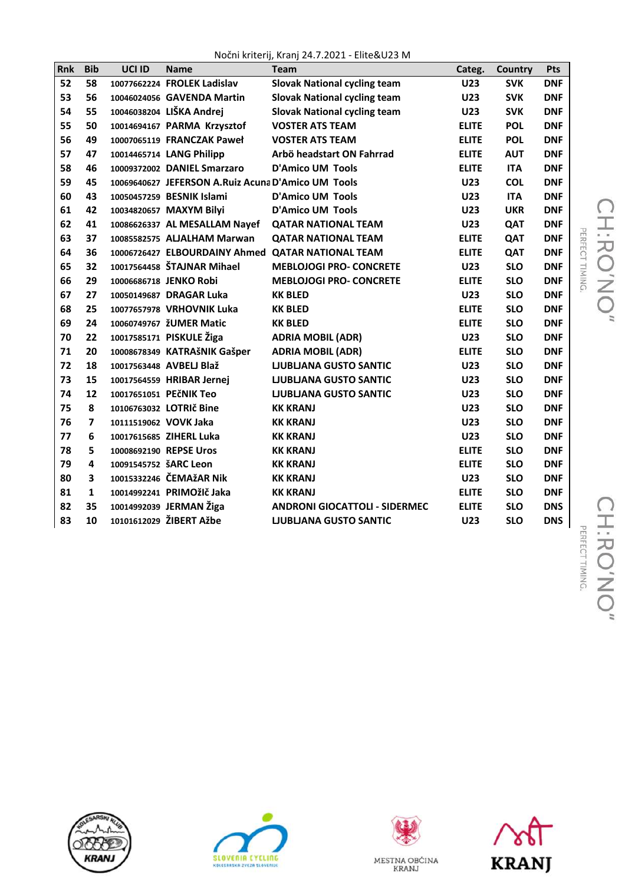Nočni kriterij, Kranj 24.7.2021 - Elite&U23 M

| Rnk | Bib | UCI ID | Name | Team | Categ. | Country | Pts |
|---|---|---|---|---|---|---|---|
| 52 | 58 | 10077662224 | FROLEK Ladislav | Slovak National cycling team | U23 | SVK | DNF |
| 53 | 56 | 10046024056 | GAVENDA Martin | Slovak National cycling team | U23 | SVK | DNF |
| 54 | 55 | 10046038204 | LIŠKA Andrej | Slovak National cycling team | U23 | SVK | DNF |
| 55 | 50 | 10014694167 | PARMA Krzysztof | VOSTER ATS TEAM | ELITE | POL | DNF |
| 56 | 49 | 10007065119 | FRANCZAK Paweł | VOSTER ATS TEAM | ELITE | POL | DNF |
| 57 | 47 | 10014465714 | LANG Philipp | Arbö headstart ON Fahrrad | ELITE | AUT | DNF |
| 58 | 46 | 10009372002 | DANIEL Smarzaro | D'Amico UM Tools | ELITE | ITA | DNF |
| 59 | 45 | 10069640627 | JEFERSON A.Ruiz Acuna | D'Amico UM Tools | U23 | COL | DNF |
| 60 | 43 | 10050457259 | BESNIK Islami | D'Amico UM Tools | U23 | ITA | DNF |
| 61 | 42 | 10034820657 | MAXYM Bilyi | D'Amico UM Tools | U23 | UKR | DNF |
| 62 | 41 | 10086626337 | AL MESALLAM Nayef | QATAR NATIONAL TEAM | U23 | QAT | DNF |
| 63 | 37 | 10085582575 | ALJALHAM Marwan | QATAR NATIONAL TEAM | ELITE | QAT | DNF |
| 64 | 36 | 10006726427 | ELBOURDAINY Ahmed | QATAR NATIONAL TEAM | ELITE | QAT | DNF |
| 65 | 32 | 10017564458 | ŠTAJNAR Mihael | MEBLOJOGI PRO- CONCRETE | U23 | SLO | DNF |
| 66 | 29 | 10006686718 | JENKO Robi | MEBLOJOGI PRO- CONCRETE | ELITE | SLO | DNF |
| 67 | 27 | 10050149687 | DRAGAR Luka | KK BLED | U23 | SLO | DNF |
| 68 | 25 | 10077657978 | VRHOVNIK Luka | KK BLED | ELITE | SLO | DNF |
| 69 | 24 | 10060749767 | žUMER Matic | KK BLED | ELITE | SLO | DNF |
| 70 | 22 | 10017585171 | PISKULE Žiga | ADRIA MOBIL (ADR) | U23 | SLO | DNF |
| 71 | 20 | 10008678349 | KATRAšNIK Gašper | ADRIA MOBIL (ADR) | ELITE | SLO | DNF |
| 72 | 18 | 10017563448 | AVBELJ Blaž | LJUBLJANA GUSTO SANTIC | U23 | SLO | DNF |
| 73 | 15 | 10017564559 | HRIBAR Jernej | LJUBLJANA GUSTO SANTIC | U23 | SLO | DNF |
| 74 | 12 | 10017651051 | PEčNIK Teo | LJUBLJANA GUSTO SANTIC | U23 | SLO | DNF |
| 75 | 8 | 10106763032 | LOTRIč Bine | KK KRANJ | U23 | SLO | DNF |
| 76 | 7 | 10111519062 | VOVK Jaka | KK KRANJ | U23 | SLO | DNF |
| 77 | 6 | 10017615685 | ZIHERL Luka | KK KRANJ | U23 | SLO | DNF |
| 78 | 5 | 10008692190 | REPSE Uros | KK KRANJ | ELITE | SLO | DNF |
| 79 | 4 | 10091545752 | šARC Leon | KK KRANJ | ELITE | SLO | DNF |
| 80 | 3 | 10015332246 | ČEMAžAR Nik | KK KRANJ | U23 | SLO | DNF |
| 81 | 1 | 10014992241 | PRIMOžIč Jaka | KK KRANJ | ELITE | SLO | DNF |
| 82 | 35 | 10014992039 | JERMAN Žiga | ANDRONI GIOCATTOLI - SIDERMEC | ELITE | SLO | DNS |
| 83 | 10 | 10101612029 | ŽIBERT Ažbe | LJUBLJANA GUSTO SANTIC | U23 | SLO | DNS |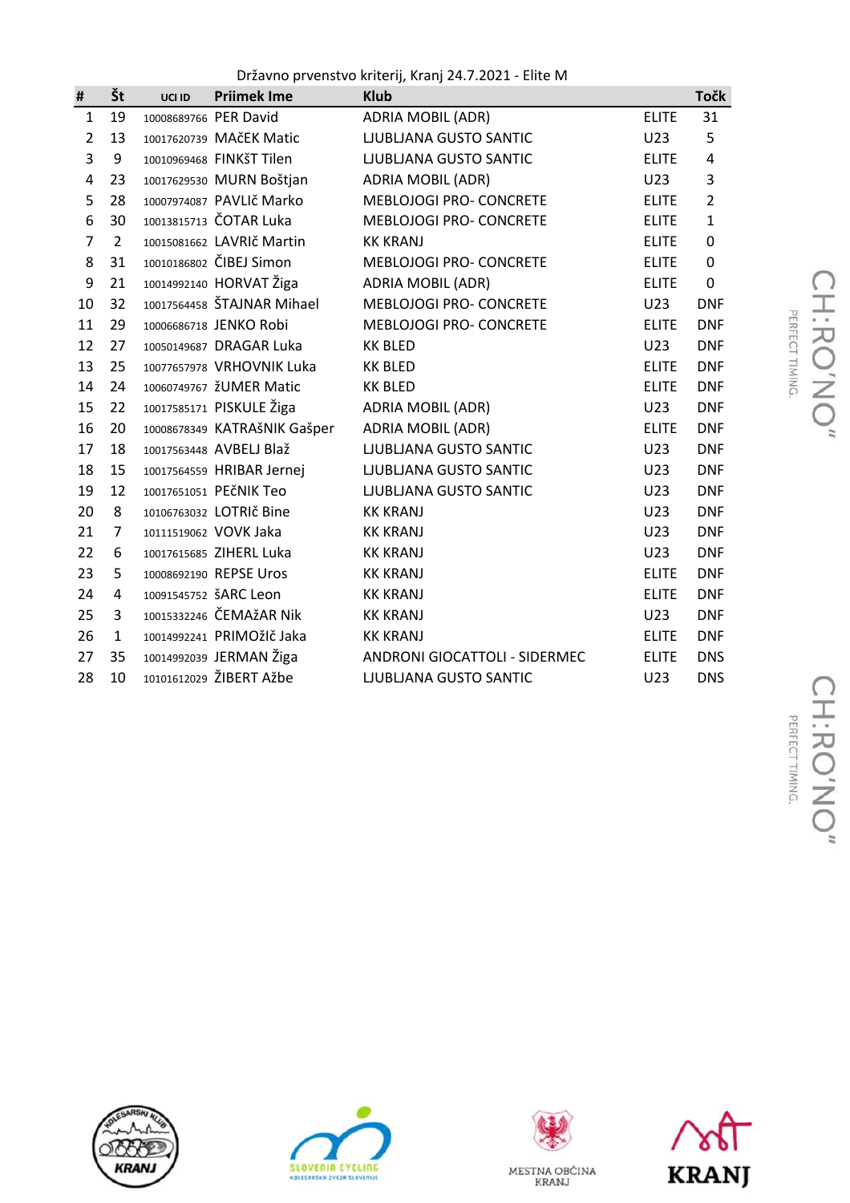Državno prvenstvo kriterij, Kranj 24.7.2021 - Elite M

| # | Št | UCI ID | Priimek Ime | Klub | | Točk |
|---|---|---|---|---|---|---|
| 1 | 19 | 10008689766 | PER David | ADRIA MOBIL (ADR) | ELITE | 31 |
| 2 | 13 | 10017620739 | MAčEK Matic | LJUBLJANA GUSTO SANTIC | U23 | 5 |
| 3 | 9 | 10010969468 | FINKšT Tilen | LJUBLJANA GUSTO SANTIC | ELITE | 4 |
| 4 | 23 | 10017629530 | MURN Boštjan | ADRIA MOBIL (ADR) | U23 | 3 |
| 5 | 28 | 10007974087 | PAVLIč Marko | MEBLOJOGI PRO- CONCRETE | ELITE | 2 |
| 6 | 30 | 10013815713 | ČOTAR Luka | MEBLOJOGI PRO- CONCRETE | ELITE | 1 |
| 7 | 2 | 10015081662 | LAVRIč Martin | KK KRANJ | ELITE | 0 |
| 8 | 31 | 10010186802 | ČIBEJ Simon | MEBLOJOGI PRO- CONCRETE | ELITE | 0 |
| 9 | 21 | 10014992140 | HORVAT Žiga | ADRIA MOBIL (ADR) | ELITE | 0 |
| 10 | 32 | 10017564458 | ŠTAJNAR Mihael | MEBLOJOGI PRO- CONCRETE | U23 | DNF |
| 11 | 29 | 10006686718 | JENKO Robi | MEBLOJOGI PRO- CONCRETE | ELITE | DNF |
| 12 | 27 | 10050149687 | DRAGAR Luka | KK BLED | U23 | DNF |
| 13 | 25 | 10077657978 | VRHOVNIK Luka | KK BLED | ELITE | DNF |
| 14 | 24 | 10060749767 | žUMER Matic | KK BLED | ELITE | DNF |
| 15 | 22 | 10017585171 | PISKULE Žiga | ADRIA MOBIL (ADR) | U23 | DNF |
| 16 | 20 | 10008678349 | KATRAšNIK Gašper | ADRIA MOBIL (ADR) | ELITE | DNF |
| 17 | 18 | 10017563448 | AVBELJ Blaž | LJUBLJANA GUSTO SANTIC | U23 | DNF |
| 18 | 15 | 10017564559 | HRIBAR Jernej | LJUBLJANA GUSTO SANTIC | U23 | DNF |
| 19 | 12 | 10017651051 | PEčNIK Teo | LJUBLJANA GUSTO SANTIC | U23 | DNF |
| 20 | 8 | 10106763032 | LOTRIč Bine | KK KRANJ | U23 | DNF |
| 21 | 7 | 10111519062 | VOVK Jaka | KK KRANJ | U23 | DNF |
| 22 | 6 | 10017615685 | ZIHERL Luka | KK KRANJ | U23 | DNF |
| 23 | 5 | 10008692190 | REPSE Uros | KK KRANJ | ELITE | DNF |
| 24 | 4 | 10091545752 | šARC Leon | KK KRANJ | ELITE | DNF |
| 25 | 3 | 10015332246 | ČEMAžAR Nik | KK KRANJ | U23 | DNF |
| 26 | 1 | 10014992241 | PRIMOžIč Jaka | KK KRANJ | ELITE | DNF |
| 27 | 35 | 10014992039 | JERMAN Žiga | ANDRONI GIOCATTOLI - SIDERMEC | ELITE | DNS |
| 28 | 10 | 10101612029 | ŽIBERT Ažbe | LJUBLJANA GUSTO SANTIC | U23 | DNS |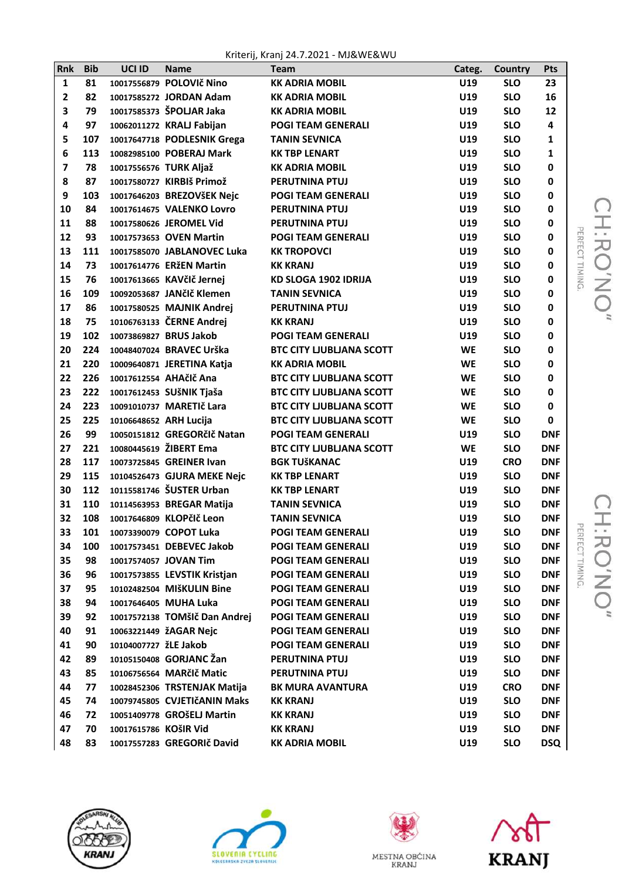Kriterij, Kranj 24.7.2021 - MJ&WE&WU

| Rnk | Bib | UCI ID | Name | Team | Categ. | Country | Pts |
|---|---|---|---|---|---|---|---|
| 1 | 81 | 10017556879 | POLOVIč Nino | KK ADRIA MOBIL | U19 | SLO | 23 |
| 2 | 82 | 10017585272 | JORDAN Adam | KK ADRIA MOBIL | U19 | SLO | 16 |
| 3 | 79 | 10017585373 | ŠPOLJAR Jaka | KK ADRIA MOBIL | U19 | SLO | 12 |
| 4 | 97 | 10062011272 | KRALJ Fabijan | POGI TEAM GENERALI | U19 | SLO | 4 |
| 5 | 107 | 10017647718 | PODLESNIK Grega | TANIN SEVNICA | U19 | SLO | 1 |
| 6 | 113 | 10082985100 | POBERAJ Mark | KK TBP LENART | U19 | SLO | 1 |
| 7 | 78 | 10017556576 | TURK Aljaž | KK ADRIA MOBIL | U19 | SLO | 0 |
| 8 | 87 | 10017580727 | KIRBIš Primož | PERUTNINA PTUJ | U19 | SLO | 0 |
| 9 | 103 | 10017646203 | BREZOVšEK Nejc | POGI TEAM GENERALI | U19 | SLO | 0 |
| 10 | 84 | 10017614675 | VALENKO Lovro | PERUTNINA PTUJ | U19 | SLO | 0 |
| 11 | 88 | 10017580626 | JEROMEL Vid | PERUTNINA PTUJ | U19 | SLO | 0 |
| 12 | 93 | 10017573653 | OVEN Martin | POGI TEAM GENERALI | U19 | SLO | 0 |
| 13 | 111 | 10017585070 | JABLANOVEC Luka | KK TROPOVCI | U19 | SLO | 0 |
| 14 | 73 | 10017614776 | ERŽEN Martin | KK KRANJ | U19 | SLO | 0 |
| 15 | 76 | 10017613665 | KAVčIč Jernej | KD SLOGA 1902 IDRIJA | U19 | SLO | 0 |
| 16 | 109 | 10092053687 | JANčIč Klemen | TANIN SEVNICA | U19 | SLO | 0 |
| 17 | 86 | 10017580525 | MAJNIK Andrej | PERUTNINA PTUJ | U19 | SLO | 0 |
| 18 | 75 | 10106763133 | ČERNE Andrej | KK KRANJ | U19 | SLO | 0 |
| 19 | 102 | 10073869827 | BRUS Jakob | POGI TEAM GENERALI | U19 | SLO | 0 |
| 20 | 224 | 10048407024 | BRAVEC Urška | BTC CITY LJUBLJANA SCOTT | WE | SLO | 0 |
| 21 | 220 | 10009640871 | JERETINA Katja | KK ADRIA MOBIL | WE | SLO | 0 |
| 22 | 226 | 10017612554 | AHAčIč Ana | BTC CITY LJUBLJANA SCOTT | WE | SLO | 0 |
| 23 | 222 | 10017612453 | SUšNIK Tjaša | BTC CITY LJUBLJANA SCOTT | WE | SLO | 0 |
| 24 | 223 | 10091010737 | MARETIč Lara | BTC CITY LJUBLJANA SCOTT | WE | SLO | 0 |
| 25 | 225 | 10106648652 | ARH Lucija | BTC CITY LJUBLJANA SCOTT | WE | SLO | 0 |
| 26 | 99 | 10050151812 | GREGORčIč Natan | POGI TEAM GENERALI | U19 | SLO | DNF |
| 27 | 221 | 10080445619 | ŽIBERT Ema | BTC CITY LJUBLJANA SCOTT | WE | SLO | DNF |
| 28 | 117 | 10073725845 | GREINER Ivan | BGK TUŠKANAC | U19 | CRO | DNF |
| 29 | 115 | 10104526473 | GJURA MEKE Nejc | KK TBP LENART | U19 | SLO | DNF |
| 30 | 112 | 10115581746 | ŠUSTER Urban | KK TBP LENART | U19 | SLO | DNF |
| 31 | 110 | 10114563953 | BREGAR Matija | TANIN SEVNICA | U19 | SLO | DNF |
| 32 | 108 | 10017646809 | KLOPčIč Leon | TANIN SEVNICA | U19 | SLO | DNF |
| 33 | 101 | 10073390079 | COPOT Luka | POGI TEAM GENERALI | U19 | SLO | DNF |
| 34 | 100 | 10017573451 | DEBEVEC Jakob | POGI TEAM GENERALI | U19 | SLO | DNF |
| 35 | 98 | 10017574057 | JOVAN Tim | POGI TEAM GENERALI | U19 | SLO | DNF |
| 36 | 96 | 10017573855 | LEVSTIK Kristjan | POGI TEAM GENERALI | U19 | SLO | DNF |
| 37 | 95 | 10102482504 | MIŠKULIN Bine | POGI TEAM GENERALI | U19 | SLO | DNF |
| 38 | 94 | 10017646405 | MUHA Luka | POGI TEAM GENERALI | U19 | SLO | DNF |
| 39 | 92 | 10017572138 | TOMšIč Dan Andrej | POGI TEAM GENERALI | U19 | SLO | DNF |
| 40 | 91 | 10063221449 | žAGAR Nejc | POGI TEAM GENERALI | U19 | SLO | DNF |
| 41 | 90 | 10104007727 | žLE Jakob | POGI TEAM GENERALI | U19 | SLO | DNF |
| 42 | 89 | 10105150408 | GORJANC Žan | PERUTNINA PTUJ | U19 | SLO | DNF |
| 43 | 85 | 10106756564 | MARčIč Matic | PERUTNINA PTUJ | U19 | SLO | DNF |
| 44 | 77 | 10028452306 | TRSTENJAK Matija | BK MURA AVANTURA | U19 | CRO | DNF |
| 45 | 74 | 10079745805 | CVJETIČANIN Maks | KK KRANJ | U19 | SLO | DNF |
| 46 | 72 | 10051409778 | GROŠELJ Martin | KK KRANJ | U19 | SLO | DNF |
| 47 | 70 | 10017615786 | KOŠIR Vid | KK KRANJ | U19 | SLO | DNF |
| 48 | 83 | 10017557283 | GREGORIč David | KK ADRIA MOBIL | U19 | SLO | DSQ |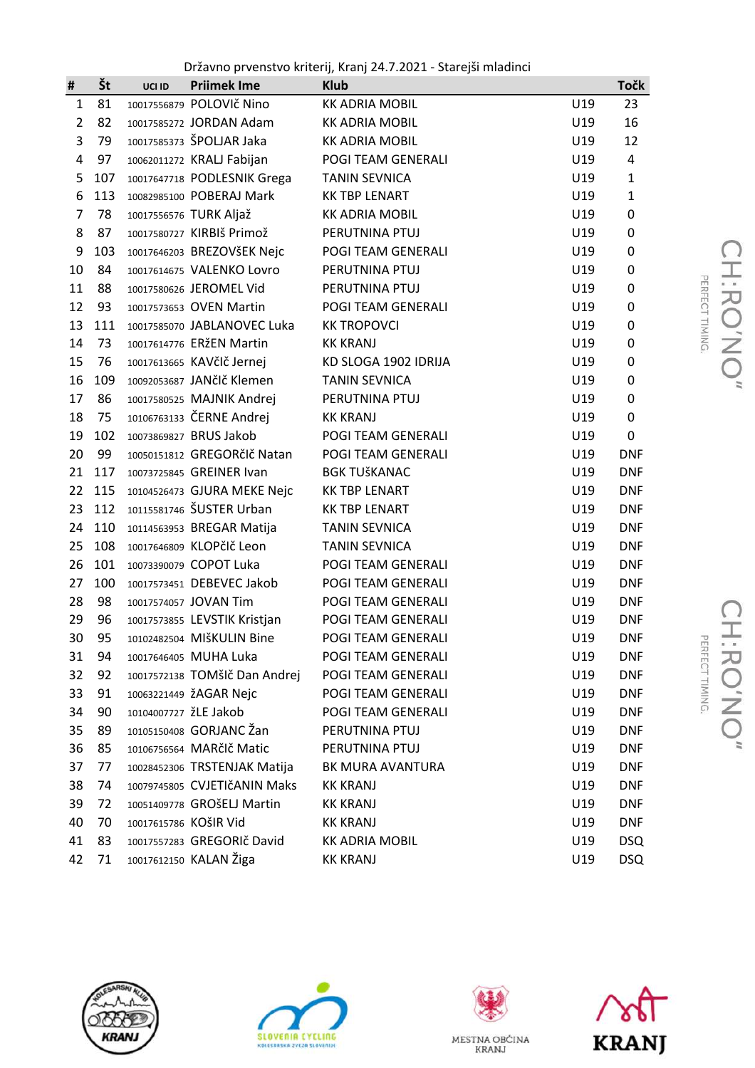Državno prvenstvo kriterij, Kranj 24.7.2021 - Starejši mladinci

| # | Št | UCI ID | Priimek Ime | Klub | | Točk |
|---|---|---|---|---|---|---|
| 1 | 81 | 10017556879 | POLOVIč Nino | KK ADRIA MOBIL | U19 | 23 |
| 2 | 82 | 10017585272 | JORDAN Adam | KK ADRIA MOBIL | U19 | 16 |
| 3 | 79 | 10017585373 | ŠPOLJAR Jaka | KK ADRIA MOBIL | U19 | 12 |
| 4 | 97 | 10062011272 | KRALJ Fabijan | POGI TEAM GENERALI | U19 | 4 |
| 5 | 107 | 10017647718 | PODLESNIK Grega | TANIN SEVNICA | U19 | 1 |
| 6 | 113 | 10082985100 | POBERAJ Mark | KK TBP LENART | U19 | 1 |
| 7 | 78 | 10017556576 | TURK Aljaž | KK ADRIA MOBIL | U19 | 0 |
| 8 | 87 | 10017580727 | KIRBIš Primož | PERUTNINA PTUJ | U19 | 0 |
| 9 | 103 | 10017646203 | BREZOVŠEK Nejc | POGI TEAM GENERALI | U19 | 0 |
| 10 | 84 | 10017614675 | VALENKO Lovro | PERUTNINA PTUJ | U19 | 0 |
| 11 | 88 | 10017580626 | JEROMEL Vid | PERUTNINA PTUJ | U19 | 0 |
| 12 | 93 | 10017573653 | OVEN Martin | POGI TEAM GENERALI | U19 | 0 |
| 13 | 111 | 10017585070 | JABLANOVEC Luka | KK TROPOVCI | U19 | 0 |
| 14 | 73 | 10017614776 | ERžEN Martin | KK KRANJ | U19 | 0 |
| 15 | 76 | 10017613665 | KAVčIč Jernej | KD SLOGA 1902 IDRIJA | U19 | 0 |
| 16 | 109 | 10092053687 | JANčIč Klemen | TANIN SEVNICA | U19 | 0 |
| 17 | 86 | 10017580525 | MAJNIK Andrej | PERUTNINA PTUJ | U19 | 0 |
| 18 | 75 | 10106763133 | ČERNE Andrej | KK KRANJ | U19 | 0 |
| 19 | 102 | 10073869827 | BRUS Jakob | POGI TEAM GENERALI | U19 | 0 |
| 20 | 99 | 10050151812 | GREGORčIč Natan | POGI TEAM GENERALI | U19 | DNF |
| 21 | 117 | 10073725845 | GREINER Ivan | BGK TUŠKANAC | U19 | DNF |
| 22 | 115 | 10104526473 | GJURA MEKE Nejc | KK TBP LENART | U19 | DNF |
| 23 | 112 | 10115581746 | ŠUSTER Urban | KK TBP LENART | U19 | DNF |
| 24 | 110 | 10114563953 | BREGAR Matija | TANIN SEVNICA | U19 | DNF |
| 25 | 108 | 10017646809 | KLOPčIč Leon | TANIN SEVNICA | U19 | DNF |
| 26 | 101 | 10073390079 | COPOT Luka | POGI TEAM GENERALI | U19 | DNF |
| 27 | 100 | 10017573451 | DEBEVEC Jakob | POGI TEAM GENERALI | U19 | DNF |
| 28 | 98 | 10017574057 | JOVAN Tim | POGI TEAM GENERALI | U19 | DNF |
| 29 | 96 | 10017573855 | LEVSTIK Kristjan | POGI TEAM GENERALI | U19 | DNF |
| 30 | 95 | 10102482504 | MIŠKULIN Bine | POGI TEAM GENERALI | U19 | DNF |
| 31 | 94 | 10017646405 | MUHA Luka | POGI TEAM GENERALI | U19 | DNF |
| 32 | 92 | 10017572138 | TOMšIč Dan Andrej | POGI TEAM GENERALI | U19 | DNF |
| 33 | 91 | 10063221449 | žAGAR Nejc | POGI TEAM GENERALI | U19 | DNF |
| 34 | 90 | 10104007727 | žLE Jakob | POGI TEAM GENERALI | U19 | DNF |
| 35 | 89 | 10105150408 | GORJANC Žan | PERUTNINA PTUJ | U19 | DNF |
| 36 | 85 | 10106756564 | MARčIč Matic | PERUTNINA PTUJ | U19 | DNF |
| 37 | 77 | 10028452306 | TRSTENJAK Matija | BK MURA AVANTURA | U19 | DNF |
| 38 | 74 | 10079745805 | CVJETIčANIN Maks | KK KRANJ | U19 | DNF |
| 39 | 72 | 10051409778 | GROŠELJ Martin | KK KRANJ | U19 | DNF |
| 40 | 70 | 10017615786 | KOŠIR Vid | KK KRANJ | U19 | DNF |
| 41 | 83 | 10017557283 | GREGORIč David | KK ADRIA MOBIL | U19 | DSQ |
| 42 | 71 | 10017612150 | KALAN Žiga | KK KRANJ | U19 | DSQ |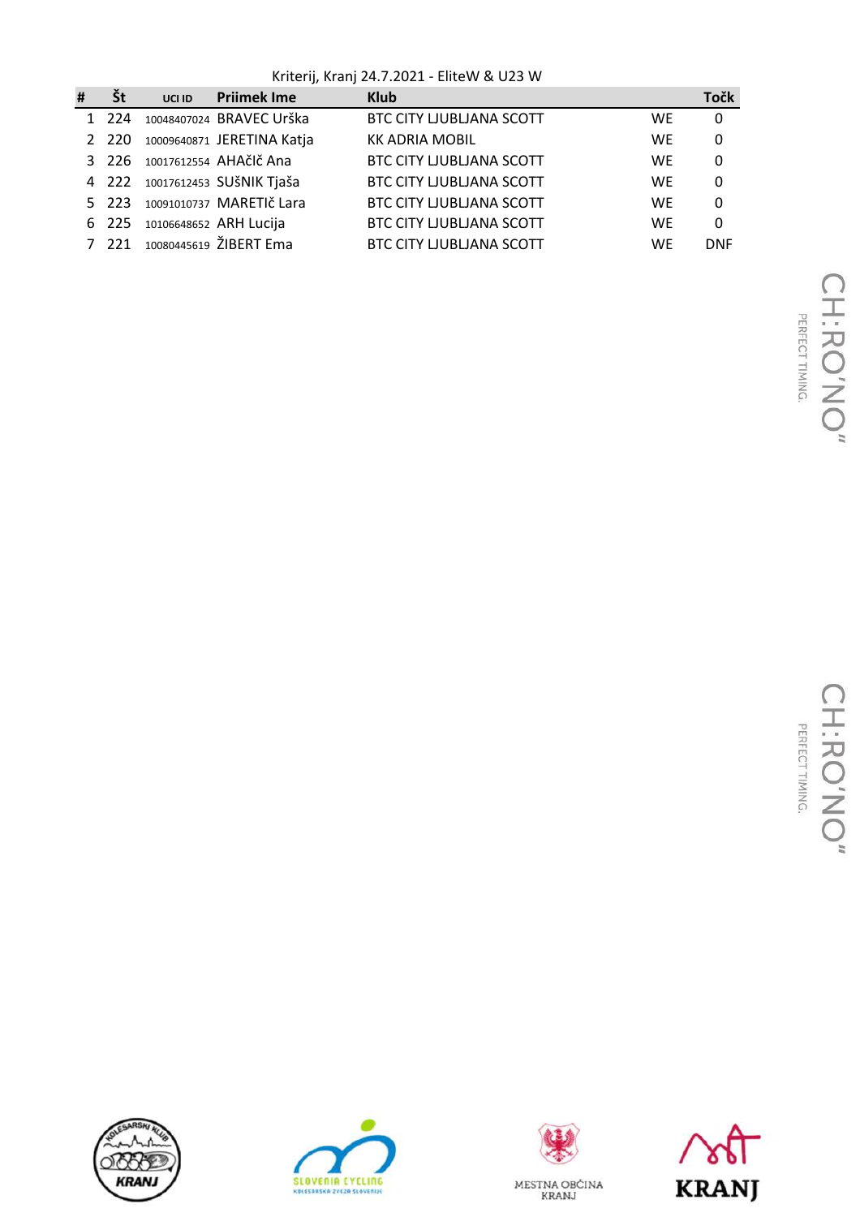Kriterij, Kranj 24.7.2021 - EliteW & U23 W

| # | Št | UCI ID | Priimek Ime | Klub | | Točk |
|---|---|---|---|---|---|---|
| 1 | 224 | 10048407024 | BRAVEC Urška | BTC CITY LJUBLJANA SCOTT | WE | 0 |
| 2 | 220 | 10009640871 | JERETINA Katja | KK ADRIA MOBIL | WE | 0 |
| 3 | 226 | 10017612554 | AHAčIč Ana | BTC CITY LJUBLJANA SCOTT | WE | 0 |
| 4 | 222 | 10017612453 | SUŠNIK Tjaša | BTC CITY LJUBLJANA SCOTT | WE | 0 |
| 5 | 223 | 10091010737 | MARETIč Lara | BTC CITY LJUBLJANA SCOTT | WE | 0 |
| 6 | 225 | 10106648652 | ARH Lucija | BTC CITY LJUBLJANA SCOTT | WE | 0 |
| 7 | 221 | 10080445619 | ŽIBERT Ema | BTC CITY LJUBLJANA SCOTT | WE | DNF |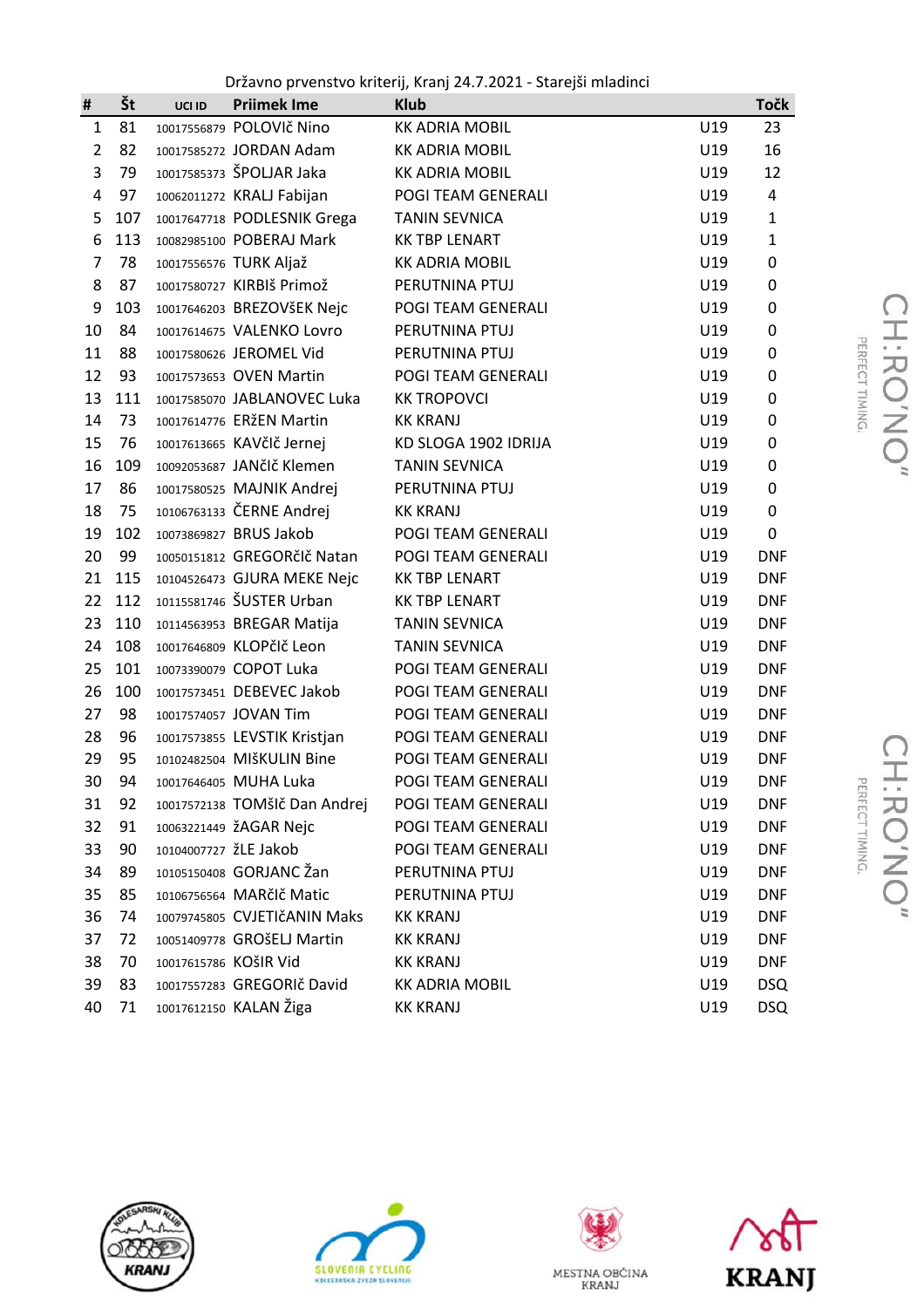Državno prvenstvo kriterij, Kranj 24.7.2021 - Starejši mladinci

| # | Št | UCI ID | Priimek Ime | Klub | | Točk |
|---|---|---|---|---|---|---|
| 1 | 81 | 10017556879 | POLOVIč Nino | KK ADRIA MOBIL | U19 | 23 |
| 2 | 82 | 10017585272 | JORDAN Adam | KK ADRIA MOBIL | U19 | 16 |
| 3 | 79 | 10017585373 | ŠPOLJAR Jaka | KK ADRIA MOBIL | U19 | 12 |
| 4 | 97 | 10062011272 | KRALJ Fabijan | POGI TEAM GENERALI | U19 | 4 |
| 5 | 107 | 10017647718 | PODLESNIK Grega | TANIN SEVNICA | U19 | 1 |
| 6 | 113 | 10082985100 | POBERAJ Mark | KK TBP LENART | U19 | 1 |
| 7 | 78 | 10017556576 | TURK Aljaž | KK ADRIA MOBIL | U19 | 0 |
| 8 | 87 | 10017580727 | KIRBIš Primož | PERUTNINA PTUJ | U19 | 0 |
| 9 | 103 | 10017646203 | BREZOVšEK Nejc | POGI TEAM GENERALI | U19 | 0 |
| 10 | 84 | 10017614675 | VALENKO Lovro | PERUTNINA PTUJ | U19 | 0 |
| 11 | 88 | 10017580626 | JEROMEL Vid | PERUTNINA PTUJ | U19 | 0 |
| 12 | 93 | 10017573653 | OVEN Martin | POGI TEAM GENERALI | U19 | 0 |
| 13 | 111 | 10017585070 | JABLANOVEC Luka | KK TROPOVCI | U19 | 0 |
| 14 | 73 | 10017614776 | ERžEN Martin | KK KRANJ | U19 | 0 |
| 15 | 76 | 10017613665 | KAVčIč Jernej | KD SLOGA 1902 IDRIJA | U19 | 0 |
| 16 | 109 | 10092053687 | JANčIč Klemen | TANIN SEVNICA | U19 | 0 |
| 17 | 86 | 10017580525 | MAJNIK Andrej | PERUTNINA PTUJ | U19 | 0 |
| 18 | 75 | 10106763133 | ČERNE Andrej | KK KRANJ | U19 | 0 |
| 19 | 102 | 10073869827 | BRUS Jakob | POGI TEAM GENERALI | U19 | 0 |
| 20 | 99 | 10050151812 | GREGORčIč Natan | POGI TEAM GENERALI | U19 | DNF |
| 21 | 115 | 10104526473 | GJURA MEKE Nejc | KK TBP LENART | U19 | DNF |
| 22 | 112 | 10115581746 | ŠUSTER Urban | KK TBP LENART | U19 | DNF |
| 23 | 110 | 10114563953 | BREGAR Matija | TANIN SEVNICA | U19 | DNF |
| 24 | 108 | 10017646809 | KLOPčIč Leon | TANIN SEVNICA | U19 | DNF |
| 25 | 101 | 10073390079 | COPOT Luka | POGI TEAM GENERALI | U19 | DNF |
| 26 | 100 | 10017573451 | DEBEVEC Jakob | POGI TEAM GENERALI | U19 | DNF |
| 27 | 98 | 10017574057 | JOVAN Tim | POGI TEAM GENERALI | U19 | DNF |
| 28 | 96 | 10017573855 | LEVSTIK Kristjan | POGI TEAM GENERALI | U19 | DNF |
| 29 | 95 | 10102482504 | MIŠKULIN Bine | POGI TEAM GENERALI | U19 | DNF |
| 30 | 94 | 10017646405 | MUHA Luka | POGI TEAM GENERALI | U19 | DNF |
| 31 | 92 | 10017572138 | TOMšIč Dan Andrej | POGI TEAM GENERALI | U19 | DNF |
| 32 | 91 | 10063221449 | žAGAR Nejc | POGI TEAM GENERALI | U19 | DNF |
| 33 | 90 | 10104007727 | žLE Jakob | POGI TEAM GENERALI | U19 | DNF |
| 34 | 89 | 10105150408 | GORJANC Žan | PERUTNINA PTUJ | U19 | DNF |
| 35 | 85 | 10106756564 | MARčIč Matic | PERUTNINA PTUJ | U19 | DNF |
| 36 | 74 | 10079745805 | CVJETIčANIN Maks | KK KRANJ | U19 | DNF |
| 37 | 72 | 10051409778 | GROŠELJ Martin | KK KRANJ | U19 | DNF |
| 38 | 70 | 10017615786 | KOŠIR Vid | KK KRANJ | U19 | DNF |
| 39 | 83 | 10017557283 | GREGORIč David | KK ADRIA MOBIL | U19 | DSQ |
| 40 | 71 | 10017612150 | KALAN Žiga | KK KRANJ | U19 | DSQ |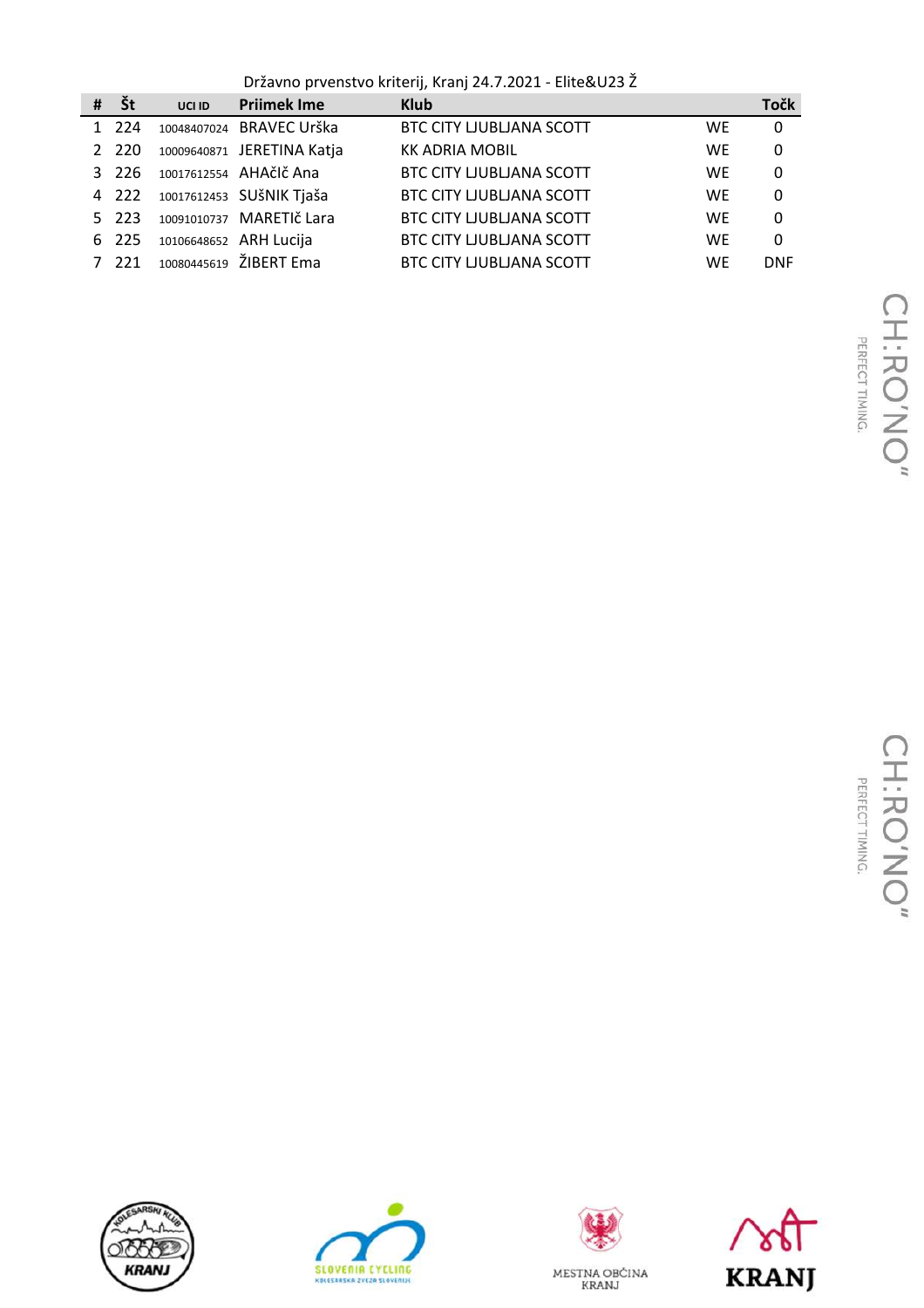Državno prvenstvo kriterij, Kranj 24.7.2021 - Elite&U23 Ž

| # | Št | UCI ID | Priimek Ime | Klub | | Točk |
|---|---|---|---|---|---|---|
| 1 | 224 | 10048407024 | BRAVEC Urška | BTC CITY LJUBLJANA SCOTT | WE | 0 |
| 2 | 220 | 10009640871 | JERETINA Katja | KK ADRIA MOBIL | WE | 0 |
| 3 | 226 | 10017612554 | AHAčIč Ana | BTC CITY LJUBLJANA SCOTT | WE | 0 |
| 4 | 222 | 10017612453 | SUŠNIK Tjaša | BTC CITY LJUBLJANA SCOTT | WE | 0 |
| 5 | 223 | 10091010737 | MARETIč Lara | BTC CITY LJUBLJANA SCOTT | WE | 0 |
| 6 | 225 | 10106648652 | ARH Lucija | BTC CITY LJUBLJANA SCOTT | WE | 0 |
| 7 | 221 | 10080445619 | ŽIBERT Ema | BTC CITY LJUBLJANA SCOTT | WE | DNF |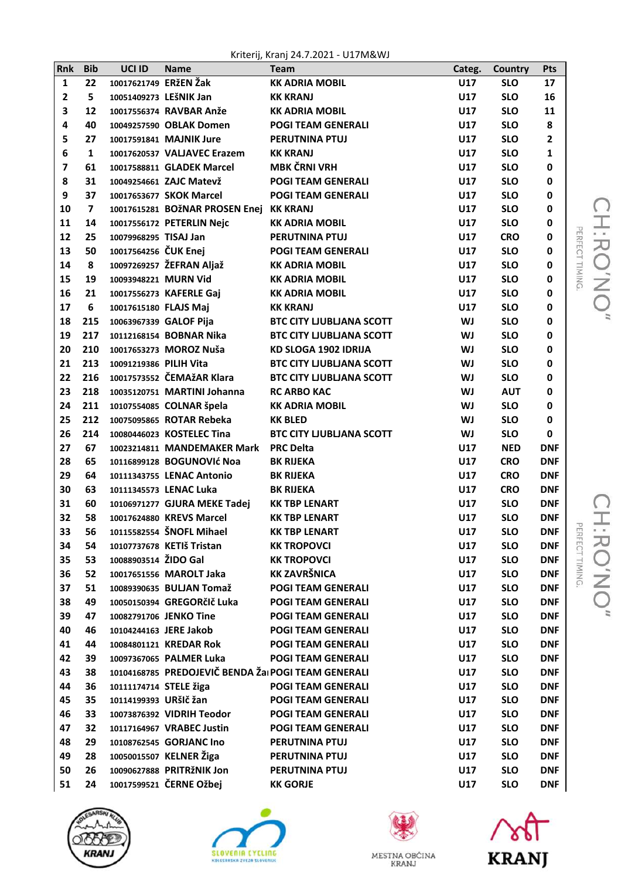Kriterij, Kranj 24.7.2021 - U17M&WJ

| Rnk | Bib | UCI ID | Name | Team | Categ. | Country | Pts |
|---|---|---|---|---|---|---|---|
| 1 | 22 | 10017621749 | ERžEN Žak | KK ADRIA MOBIL | U17 | SLO | 17 |
| 2 | 5 | 10051409273 | LEšNIK Jan | KK KRANJ | U17 | SLO | 16 |
| 3 | 12 | 10017556374 | RAVBAR Anže | KK ADRIA MOBIL | U17 | SLO | 11 |
| 4 | 40 | 10049257590 | OBLAK Domen | POGI TEAM GENERALI | U17 | SLO | 8 |
| 5 | 27 | 10017591841 | MAJNIK Jure | PERUTNINA PTUJ | U17 | SLO | 2 |
| 6 | 1 | 10017620537 | VALJAVEC Erazem | KK KRANJ | U17 | SLO | 1 |
| 7 | 61 | 10017588811 | GLADEK Marcel | MBK ČRNI VRH | U17 | SLO | 0 |
| 8 | 31 | 10049254661 | ZAJC Matevž | POGI TEAM GENERALI | U17 | SLO | 0 |
| 9 | 37 | 10017653677 | SKOK Marcel | POGI TEAM GENERALI | U17 | SLO | 0 |
| 10 | 7 | 10017615281 | BOžNAR PROSEN Enej | KK KRANJ | U17 | SLO | 0 |
| 11 | 14 | 10017556172 | PETERLIN Nejc | KK ADRIA MOBIL | U17 | SLO | 0 |
| 12 | 25 | 10079968295 | TISAJ Jan | PERUTNINA PTUJ | U17 | CRO | 0 |
| 13 | 50 | 10017564256 | ČUK Enej | POGI TEAM GENERALI | U17 | SLO | 0 |
| 14 | 8 | 10097269257 | ŽEFRAN Aljaž | KK ADRIA MOBIL | U17 | SLO | 0 |
| 15 | 19 | 10093948221 | MURN Vid | KK ADRIA MOBIL | U17 | SLO | 0 |
| 16 | 21 | 10017556273 | KAFERLE Gaj | KK ADRIA MOBIL | U17 | SLO | 0 |
| 17 | 6 | 10017615180 | FLAJS Maj | KK KRANJ | U17 | SLO | 0 |
| 18 | 215 | 10063967339 | GALOF Pija | BTC CITY LJUBLJANA SCOTT | WJ | SLO | 0 |
| 19 | 217 | 10112168154 | BOBNAR Nika | BTC CITY LJUBLJANA SCOTT | WJ | SLO | 0 |
| 20 | 210 | 10017653273 | MOROZ Nuša | KD SLOGA 1902 IDRIJA | WJ | SLO | 0 |
| 21 | 213 | 10091219386 | PILIH Vita | BTC CITY LJUBLJANA SCOTT | WJ | SLO | 0 |
| 22 | 216 | 10017573552 | ČEMAžAR Klara | BTC CITY LJUBLJANA SCOTT | WJ | SLO | 0 |
| 23 | 218 | 10035120751 | MARTINI Johanna | RC ARBO KAC | WJ | AUT | 0 |
| 24 | 211 | 10107554085 | COLNAR špela | KK ADRIA MOBIL | WJ | SLO | 0 |
| 25 | 212 | 10075095865 | ROTAR Rebeka | KK BLED | WJ | SLO | 0 |
| 26 | 214 | 10080446023 | KOSTELEC Tina | BTC CITY LJUBLJANA SCOTT | WJ | SLO | 0 |
| 27 | 67 | 10023214811 | MANDEMAKER Mark | PRC Delta | U17 | NED | DNF |
| 28 | 65 | 10116899128 | BOGUNOVIć Noa | BK RIJEKA | U17 | CRO | DNF |
| 29 | 64 | 10111343755 | LENAC Antonio | BK RIJEKA | U17 | CRO | DNF |
| 30 | 63 | 10111345573 | LENAC Luka | BK RIJEKA | U17 | CRO | DNF |
| 31 | 60 | 10106971277 | GJURA MEKE Tadej | KK TBP LENART | U17 | SLO | DNF |
| 32 | 58 | 10017624880 | KREVS Marcel | KK TBP LENART | U17 | SLO | DNF |
| 33 | 56 | 10115582554 | ŠNOFL Mihael | KK TBP LENART | U17 | SLO | DNF |
| 34 | 54 | 10107737678 | KETIš Tristan | KK TROPOVCI | U17 | SLO | DNF |
| 35 | 53 | 10088903514 | ŽIDO Gal | KK TROPOVCI | U17 | SLO | DNF |
| 36 | 52 | 10017651556 | MAROLT Jaka | KK ZAVRŠNICA | U17 | SLO | DNF |
| 37 | 51 | 10089390635 | BULJAN Tomaž | POGI TEAM GENERALI | U17 | SLO | DNF |
| 38 | 49 | 10050150394 | GREGORčič Luka | POGI TEAM GENERALI | U17 | SLO | DNF |
| 39 | 47 | 10082791706 | JENKO Tine | POGI TEAM GENERALI | U17 | SLO | DNF |
| 40 | 46 | 10104244163 | JERE Jakob | POGI TEAM GENERALI | U17 | SLO | DNF |
| 41 | 44 | 10084801121 | KREDAR Rok | POGI TEAM GENERALI | U17 | SLO | DNF |
| 42 | 39 | 10097367065 | PALMER Luka | POGI TEAM GENERALI | U17 | SLO | DNF |
| 43 | 38 | 10104168785 | PREDOJEVIČ BENDA Žai | POGI TEAM GENERALI | U17 | SLO | DNF |
| 44 | 36 | 10111174714 | STELE žiga | POGI TEAM GENERALI | U17 | SLO | DNF |
| 45 | 35 | 10114199393 | URšIč žan | POGI TEAM GENERALI | U17 | SLO | DNF |
| 46 | 33 | 10073876392 | VIDRIH Teodor | POGI TEAM GENERALI | U17 | SLO | DNF |
| 47 | 32 | 10117164967 | VRABEC Justin | POGI TEAM GENERALI | U17 | SLO | DNF |
| 48 | 29 | 10108762545 | GORJANC Ino | PERUTNINA PTUJ | U17 | SLO | DNF |
| 49 | 28 | 10050015507 | KELNER Žiga | PERUTNINA PTUJ | U17 | SLO | DNF |
| 50 | 26 | 10090627888 | PRITRŽNIK Jon | PERUTNINA PTUJ | U17 | SLO | DNF |
| 51 | 24 | 10017599521 | ČERNE Ožbej | KK GORJE | U17 | SLO | DNF |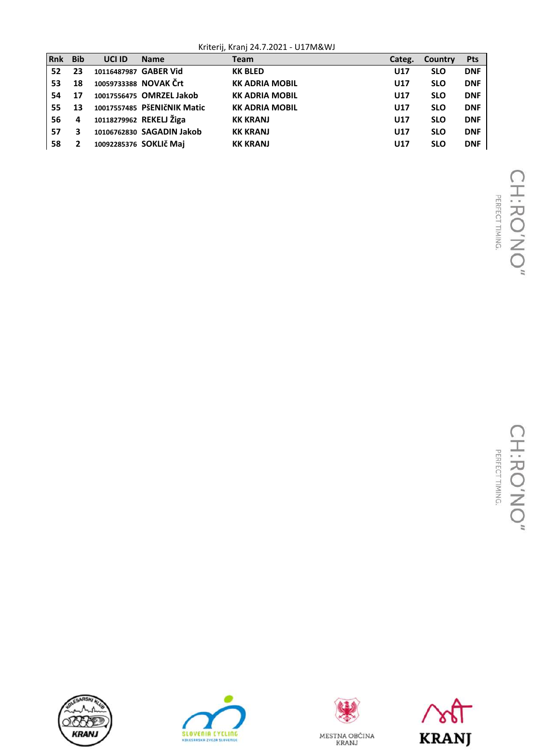Kriterij, Kranj 24.7.2021 - U17M&WJ

| Rnk | Bib | UCI ID | Name | Team | Categ. | Country | Pts |
|---|---|---|---|---|---|---|---|
| 52 | 23 | 10116487987 | GABER Vid | KK BLED | U17 | SLO | DNF |
| 53 | 18 | 10059733388 | NOVAK Črt | KK ADRIA MOBIL | U17 | SLO | DNF |
| 54 | 17 | 10017556475 | OMRZEL Jakob | KK ADRIA MOBIL | U17 | SLO | DNF |
| 55 | 13 | 10017557485 | PŠENIčNIK Matic | KK ADRIA MOBIL | U17 | SLO | DNF |
| 56 | 4 | 10118279962 | REKELJ Žiga | KK KRANJ | U17 | SLO | DNF |
| 57 | 3 | 10106762830 | SAGADIN Jakob | KK KRANJ | U17 | SLO | DNF |
| 58 | 2 | 10092285376 | SOKLIč Maj | KK KRANJ | U17 | SLO | DNF |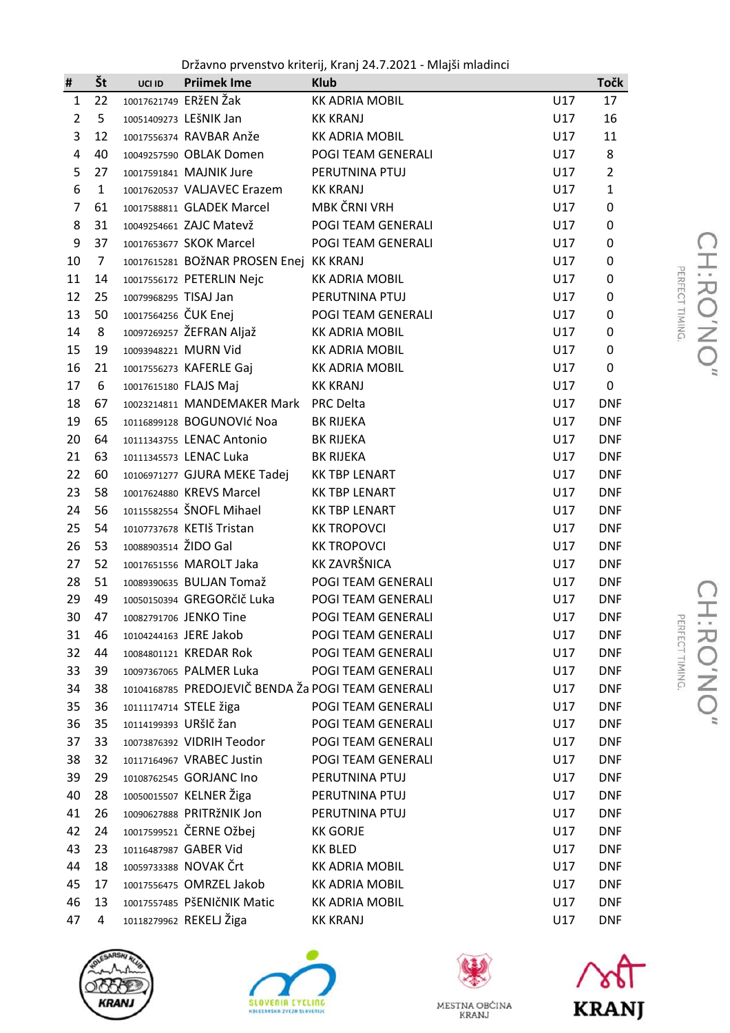Državno prvenstvo kriterij, Kranj 24.7.2021 - Mlajši mladinci

| # | Št | UCI ID | Priimek Ime | Klub | | Točk |
|---|---|---|---|---|---|---|
| 1 | 22 | 10017621749 | ERŽEN Žak | KK ADRIA MOBIL | U17 | 17 |
| 2 | 5 | 10051409273 | LEŠNIK Jan | KK KRANJ | U17 | 16 |
| 3 | 12 | 10017556374 | RAVBAR Anže | KK ADRIA MOBIL | U17 | 11 |
| 4 | 40 | 10049257590 | OBLAK Domen | POGI TEAM GENERALI | U17 | 8 |
| 5 | 27 | 10017591841 | MAJNIK Jure | PERUTNINA PTUJ | U17 | 2 |
| 6 | 1 | 10017620537 | VALJAVEC Erazem | KK KRANJ | U17 | 1 |
| 7 | 61 | 10017588811 | GLADEK Marcel | MBK ČRNI VRH | U17 | 0 |
| 8 | 31 | 10049254661 | ZAJC Matevž | POGI TEAM GENERALI | U17 | 0 |
| 9 | 37 | 10017653677 | SKOK Marcel | POGI TEAM GENERALI | U17 | 0 |
| 10 | 7 | 10017615281 | BOŽNAR PROSEN Enej | KK KRANJ | U17 | 0 |
| 11 | 14 | 10017556172 | PETERLIN Nejc | KK ADRIA MOBIL | U17 | 0 |
| 12 | 25 | 10079968295 | TISAJ Jan | PERUTNINA PTUJ | U17 | 0 |
| 13 | 50 | 10017564256 | ČUK Enej | POGI TEAM GENERALI | U17 | 0 |
| 14 | 8 | 10097269257 | ŽEFRAN Aljaž | KK ADRIA MOBIL | U17 | 0 |
| 15 | 19 | 10093948221 | MURN Vid | KK ADRIA MOBIL | U17 | 0 |
| 16 | 21 | 10017556273 | KAFERLE Gaj | KK ADRIA MOBIL | U17 | 0 |
| 17 | 6 | 10017615180 | FLAJS Maj | KK KRANJ | U17 | 0 |
| 18 | 67 | 10023214811 | MANDEMAKER Mark | PRC Delta | U17 | DNF |
| 19 | 65 | 10116899128 | BOGUNOVIć Noa | BK RIJEKA | U17 | DNF |
| 20 | 64 | 10111343755 | LENAC Antonio | BK RIJEKA | U17 | DNF |
| 21 | 63 | 10111345573 | LENAC Luka | BK RIJEKA | U17 | DNF |
| 22 | 60 | 10106971277 | GJURA MEKE Tadej | KK TBP LENART | U17 | DNF |
| 23 | 58 | 10017624880 | KREVS Marcel | KK TBP LENART | U17 | DNF |
| 24 | 56 | 10115582554 | ŠNOFL Mihael | KK TBP LENART | U17 | DNF |
| 25 | 54 | 10107737678 | KETIš Tristan | KK TROPOVCI | U17 | DNF |
| 26 | 53 | 10088903514 | ŽIDO Gal | KK TROPOVCI | U17 | DNF |
| 27 | 52 | 10017651556 | MAROLT Jaka | KK ZAVRŠNICA | U17 | DNF |
| 28 | 51 | 10089390635 | BULJAN Tomaž | POGI TEAM GENERALI | U17 | DNF |
| 29 | 49 | 10050150394 | GREGORčIč Luka | POGI TEAM GENERALI | U17 | DNF |
| 30 | 47 | 10082791706 | JENKO Tine | POGI TEAM GENERALI | U17 | DNF |
| 31 | 46 | 10104244163 | JERE Jakob | POGI TEAM GENERALI | U17 | DNF |
| 32 | 44 | 10084801121 | KREDAR Rok | POGI TEAM GENERALI | U17 | DNF |
| 33 | 39 | 10097367065 | PALMER Luka | POGI TEAM GENERALI | U17 | DNF |
| 34 | 38 | 10104168785 | PREDOJEVIČ BENDA Ža | POGI TEAM GENERALI | U17 | DNF |
| 35 | 36 | 10111174714 | STELE žiga | POGI TEAM GENERALI | U17 | DNF |
| 36 | 35 | 10114199393 | URšIč žan | POGI TEAM GENERALI | U17 | DNF |
| 37 | 33 | 10073876392 | VIDRIH Teodor | POGI TEAM GENERALI | U17 | DNF |
| 38 | 32 | 10117164967 | VRABEC Justin | POGI TEAM GENERALI | U17 | DNF |
| 39 | 29 | 10108762545 | GORJANC Ino | PERUTNINA PTUJ | U17 | DNF |
| 40 | 28 | 10050015507 | KELNER Žiga | PERUTNINA PTUJ | U17 | DNF |
| 41 | 26 | 10090627888 | PRITRŽNIK Jon | PERUTNINA PTUJ | U17 | DNF |
| 42 | 24 | 10017599521 | ČERNE Ožbej | KK GORJE | U17 | DNF |
| 43 | 23 | 10116487987 | GABER Vid | KK BLED | U17 | DNF |
| 44 | 18 | 10059733388 | NOVAK Črt | KK ADRIA MOBIL | U17 | DNF |
| 45 | 17 | 10017556475 | OMRZEL Jakob | KK ADRIA MOBIL | U17 | DNF |
| 46 | 13 | 10017557485 | PŠENIČNIK Matic | KK ADRIA MOBIL | U17 | DNF |
| 47 | 4 | 10118279962 | REKELJ Žiga | KK KRANJ | U17 | DNF |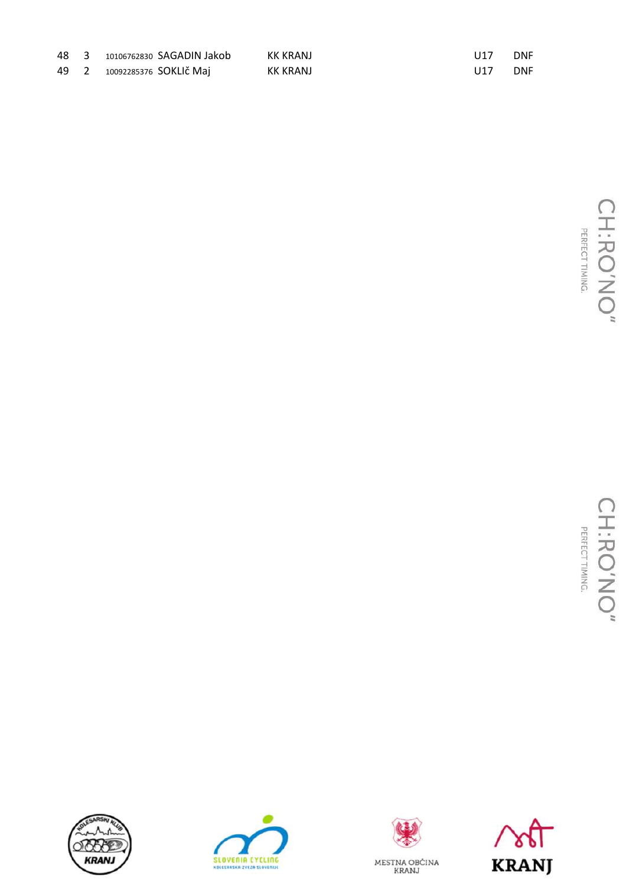| | | | | | | |
|---|---|---|---|---|---|---|
| 48 | 3 | 10106762830 | SAGADIN Jakob | KK KRANJ | U17 | DNF |
| 49 | 2 | 10092285376 | SOKLIč Maj | KK KRANJ | U17 | DNF |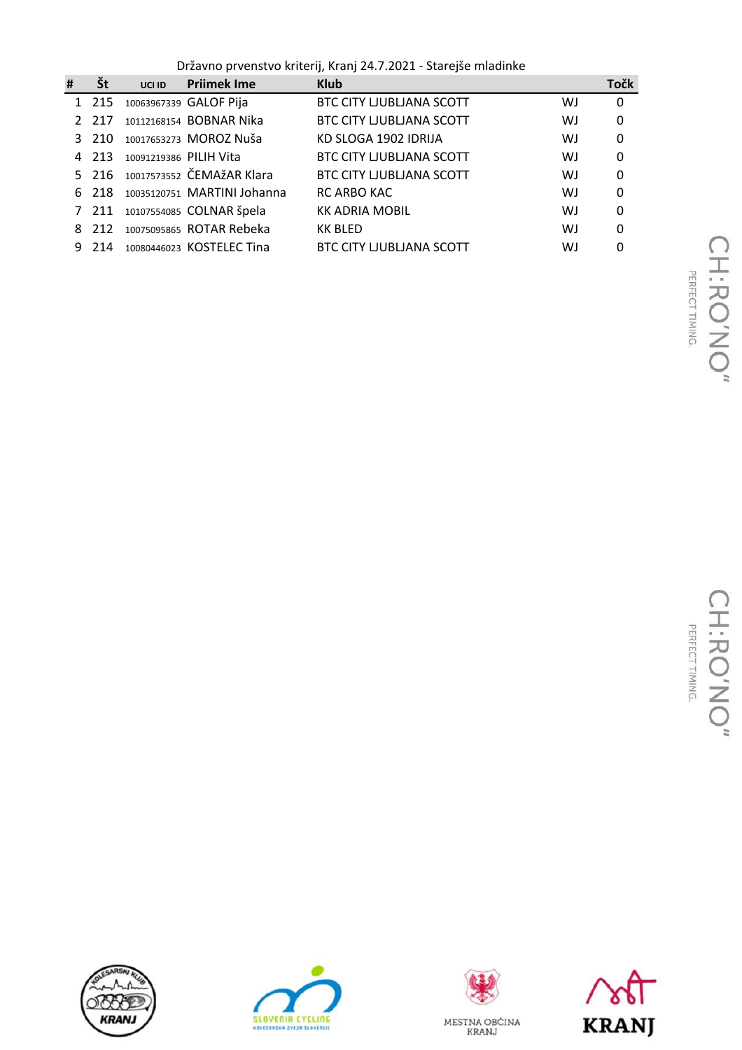Državno prvenstvo kriterij, Kranj 24.7.2021 - Starejše mladinke

| # | Št | UCI ID | Priimek Ime | Klub | | Točk |
|---|---|---|---|---|---|---|
| 1 | 215 | 10063967339 | GALOF Pija | BTC CITY LJUBLJANA SCOTT | WJ | 0 |
| 2 | 217 | 10112168154 | BOBNAR Nika | BTC CITY LJUBLJANA SCOTT | WJ | 0 |
| 3 | 210 | 10017653273 | MOROZ Nuša | KD SLOGA 1902 IDRIJA | WJ | 0 |
| 4 | 213 | 10091219386 | PILIH Vita | BTC CITY LJUBLJANA SCOTT | WJ | 0 |
| 5 | 216 | 10017573552 | ČEMAžAR Klara | BTC CITY LJUBLJANA SCOTT | WJ | 0 |
| 6 | 218 | 10035120751 | MARTINI Johanna | RC ARBO KAC | WJ | 0 |
| 7 | 211 | 10107554085 | COLNAR špela | KK ADRIA MOBIL | WJ | 0 |
| 8 | 212 | 10075095865 | ROTAR Rebeka | KK BLED | WJ | 0 |
| 9 | 214 | 10080446023 | KOSTELEC Tina | BTC CITY LJUBLJANA SCOTT | WJ | 0 |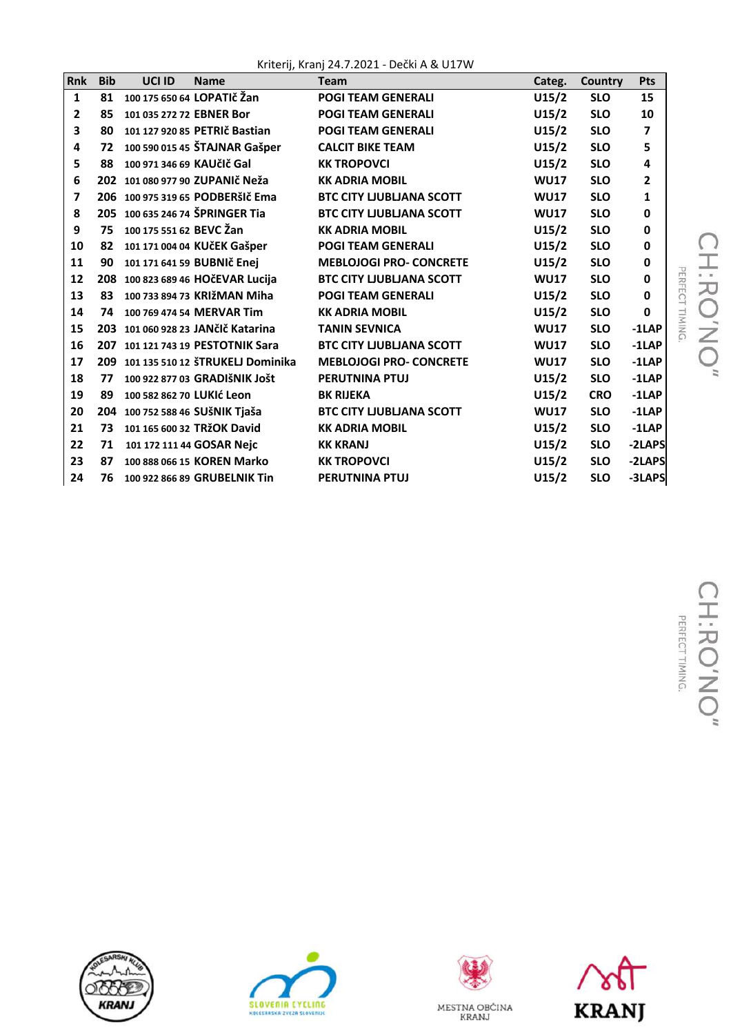Kriterij, Kranj 24.7.2021 - Dečki A & U17W

| Rnk | Bib | UCI ID | Name | Team | Categ. | Country | Pts |
|---|---|---|---|---|---|---|---|
| 1 | 81 | 100 175 650 64 | LOPATIč Žan | POGI TEAM GENERALI | U15/2 | SLO | 15 |
| 2 | 85 | 101 035 272 72 | EBNER Bor | POGI TEAM GENERALI | U15/2 | SLO | 10 |
| 3 | 80 | 101 127 920 85 | PETRIč Bastian | POGI TEAM GENERALI | U15/2 | SLO | 7 |
| 4 | 72 | 100 590 015 45 | ŠTAJNAR Gašper | CALCIT BIKE TEAM | U15/2 | SLO | 5 |
| 5 | 88 | 100 971 346 69 | KAUčIč Gal | KK TROPOVCI | U15/2 | SLO | 4 |
| 6 | 202 | 101 080 977 90 | ZUPANIč Neža | KK ADRIA MOBIL | WU17 | SLO | 2 |
| 7 | 206 | 100 975 319 65 | PODBERšIč Ema | BTC CITY LJUBLJANA SCOTT | WU17 | SLO | 1 |
| 8 | 205 | 100 635 246 74 | ŠPRINGER Tia | BTC CITY LJUBLJANA SCOTT | WU17 | SLO | 0 |
| 9 | 75 | 100 175 551 62 | BEVC Žan | KK ADRIA MOBIL | U15/2 | SLO | 0 |
| 10 | 82 | 101 171 004 04 | KUčEK Gašper | POGI TEAM GENERALI | U15/2 | SLO | 0 |
| 11 | 90 | 101 171 641 59 | BUBNIč Enej | MEBLOJOGI PRO- CONCRETE | U15/2 | SLO | 0 |
| 12 | 208 | 100 823 689 46 | HOčEVAR Lucija | BTC CITY LJUBLJANA SCOTT | WU17 | SLO | 0 |
| 13 | 83 | 100 733 894 73 | KRIžMAN Miha | POGI TEAM GENERALI | U15/2 | SLO | 0 |
| 14 | 74 | 100 769 474 54 | MERVAR Tim | KK ADRIA MOBIL | U15/2 | SLO | 0 |
| 15 | 203 | 101 060 928 23 | JANčIč Katarina | TANIN SEVNICA | WU17 | SLO | -1LAP |
| 16 | 207 | 101 121 743 19 | PESTOTNIK Sara | BTC CITY LJUBLJANA SCOTT | WU17 | SLO | -1LAP |
| 17 | 209 | 101 135 510 12 | šTRUKELJ Dominika | MEBLOJOGI PRO- CONCRETE | WU17 | SLO | -1LAP |
| 18 | 77 | 100 922 877 03 | GRADIšNIK Jošt | PERUTNINA PTUJ | U15/2 | SLO | -1LAP |
| 19 | 89 | 100 582 862 70 | LUKIć Leon | BK RIJEKA | U15/2 | CRO | -1LAP |
| 20 | 204 | 100 752 588 46 | SUšNIK Tjaša | BTC CITY LJUBLJANA SCOTT | WU17 | SLO | -1LAP |
| 21 | 73 | 101 165 600 32 | TRžOK David | KK ADRIA MOBIL | U15/2 | SLO | -1LAP |
| 22 | 71 | 101 172 111 44 | GOSAR Nejc | KK KRANJ | U15/2 | SLO | -2LAPS |
| 23 | 87 | 100 888 066 15 | KOREN Marko | KK TROPOVCI | U15/2 | SLO | -2LAPS |
| 24 | 76 | 100 922 866 89 | GRUBELNIK Tin | PERUTNINA PTUJ | U15/2 | SLO | -3LAPS |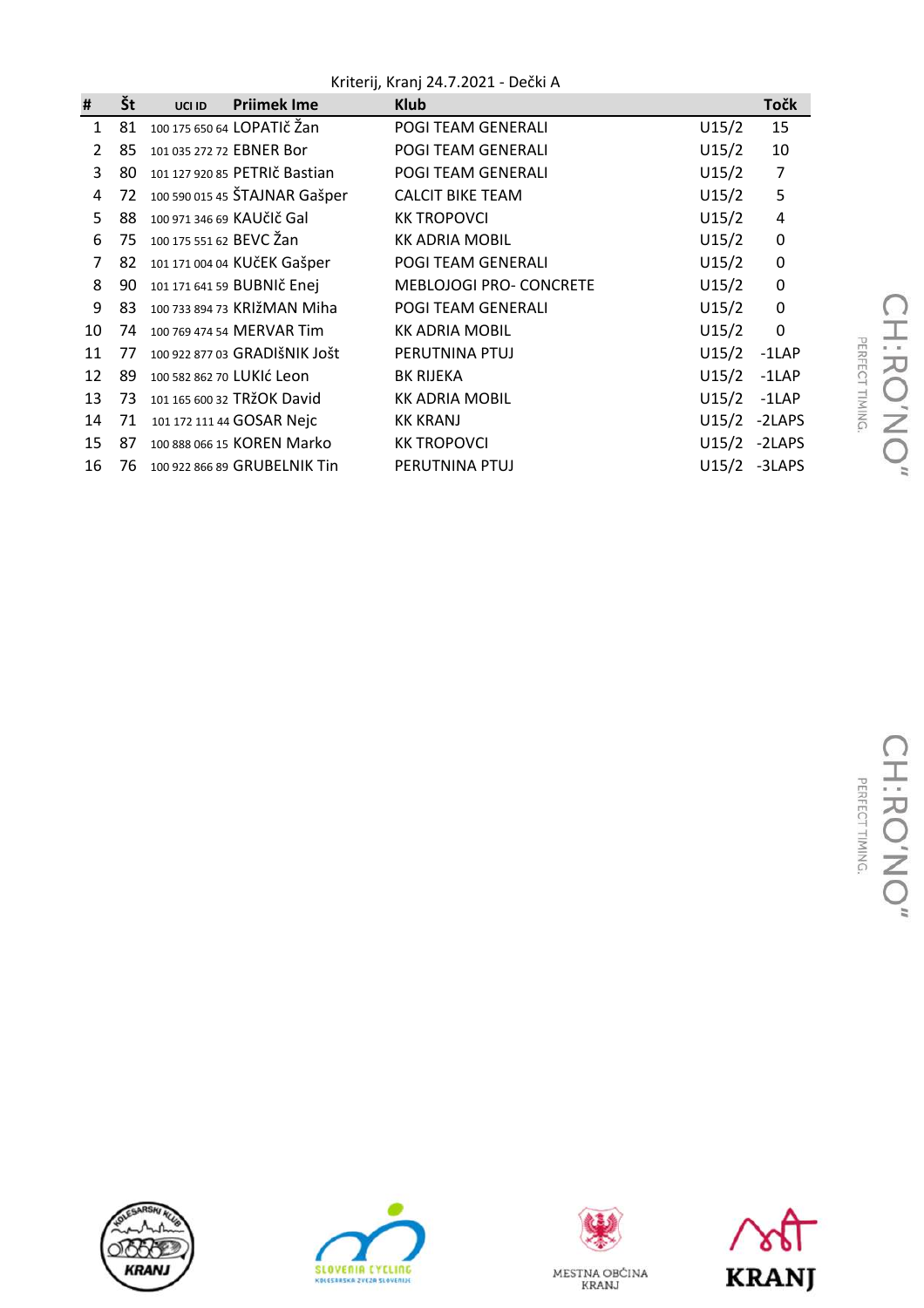Kriterij, Kranj 24.7.2021 - Dečki A

| # | Št | UCI ID | Priimek Ime | Klub | | Točk |
|---|---|---|---|---|---|---|
| 1 | 81 | 100 175 650 64 | LOPATIč Žan | POGI TEAM GENERALI | U15/2 | 15 |
| 2 | 85 | 101 035 272 72 | EBNER Bor | POGI TEAM GENERALI | U15/2 | 10 |
| 3 | 80 | 101 127 920 85 | PETRIč Bastian | POGI TEAM GENERALI | U15/2 | 7 |
| 4 | 72 | 100 590 015 45 | ŠTAJNAR Gašper | CALCIT BIKE TEAM | U15/2 | 5 |
| 5 | 88 | 100 971 346 69 | KAUčIč Gal | KK TROPOVCI | U15/2 | 4 |
| 6 | 75 | 100 175 551 62 | BEVC Žan | KK ADRIA MOBIL | U15/2 | 0 |
| 7 | 82 | 101 171 004 04 | KUčEK Gašper | POGI TEAM GENERALI | U15/2 | 0 |
| 8 | 90 | 101 171 641 59 | BUBNIč Enej | MEBLOJOGI PRO- CONCRETE | U15/2 | 0 |
| 9 | 83 | 100 733 894 73 | KRIžMAN Miha | POGI TEAM GENERALI | U15/2 | 0 |
| 10 | 74 | 100 769 474 54 | MERVAR Tim | KK ADRIA MOBIL | U15/2 | 0 |
| 11 | 77 | 100 922 877 03 | GRADIŠNIK Jošt | PERUTNINA PTUJ | U15/2 | -1LAP |
| 12 | 89 | 100 582 862 70 | LUKIć Leon | BK RIJEKA | U15/2 | -1LAP |
| 13 | 73 | 101 165 600 32 | TRžOK David | KK ADRIA MOBIL | U15/2 | -1LAP |
| 14 | 71 | 101 172 111 44 | GOSAR Nejc | KK KRANJ | U15/2 | -2LAPS |
| 15 | 87 | 100 888 066 15 | KOREN Marko | KK TROPOVCI | U15/2 | -2LAPS |
| 16 | 76 | 100 922 866 89 | GRUBELNIK Tin | PERUTNINA PTUJ | U15/2 | -3LAPS |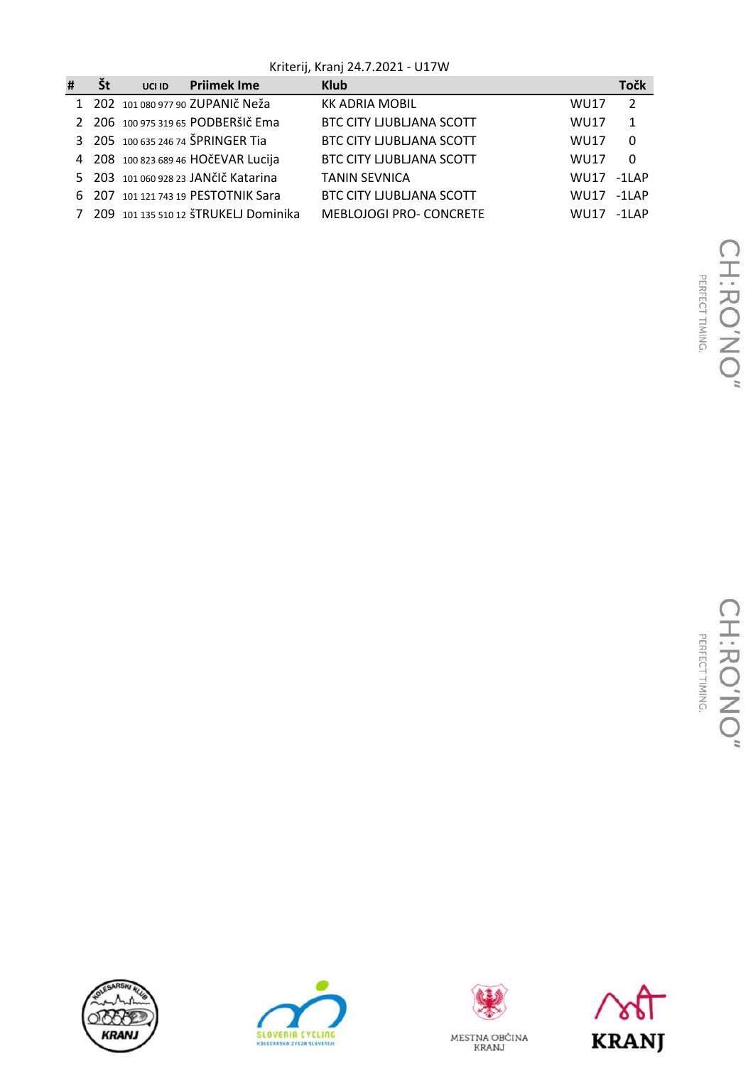Kriterij, Kranj 24.7.2021 - U17W

| # | Št | UCI ID | Priimek Ime | Klub | | Točk |
|---|---|---|---|---|---|---|
| 1 | 202 | 101 080 977 90 | ZUPANIč Neža | KK ADRIA MOBIL | WU17 | 2 |
| 2 | 206 | 100 975 319 65 | PODBERšIč Ema | BTC CITY LJUBLJANA SCOTT | WU17 | 1 |
| 3 | 205 | 100 635 246 74 | ŠPRINGER Tia | BTC CITY LJUBLJANA SCOTT | WU17 | 0 |
| 4 | 208 | 100 823 689 46 | HOčEVAR Lucija | BTC CITY LJUBLJANA SCOTT | WU17 | 0 |
| 5 | 203 | 101 060 928 23 | JANčIč Katarina | TANIN SEVNICA | WU17 | -1LAP |
| 6 | 207 | 101 121 743 19 | PESTOTNIK Sara | BTC CITY LJUBLJANA SCOTT | WU17 | -1LAP |
| 7 | 209 | 101 135 510 12 | šTRUKELJ Dominika | MEBLOJOGI PRO- CONCRETE | WU17 | -1LAP |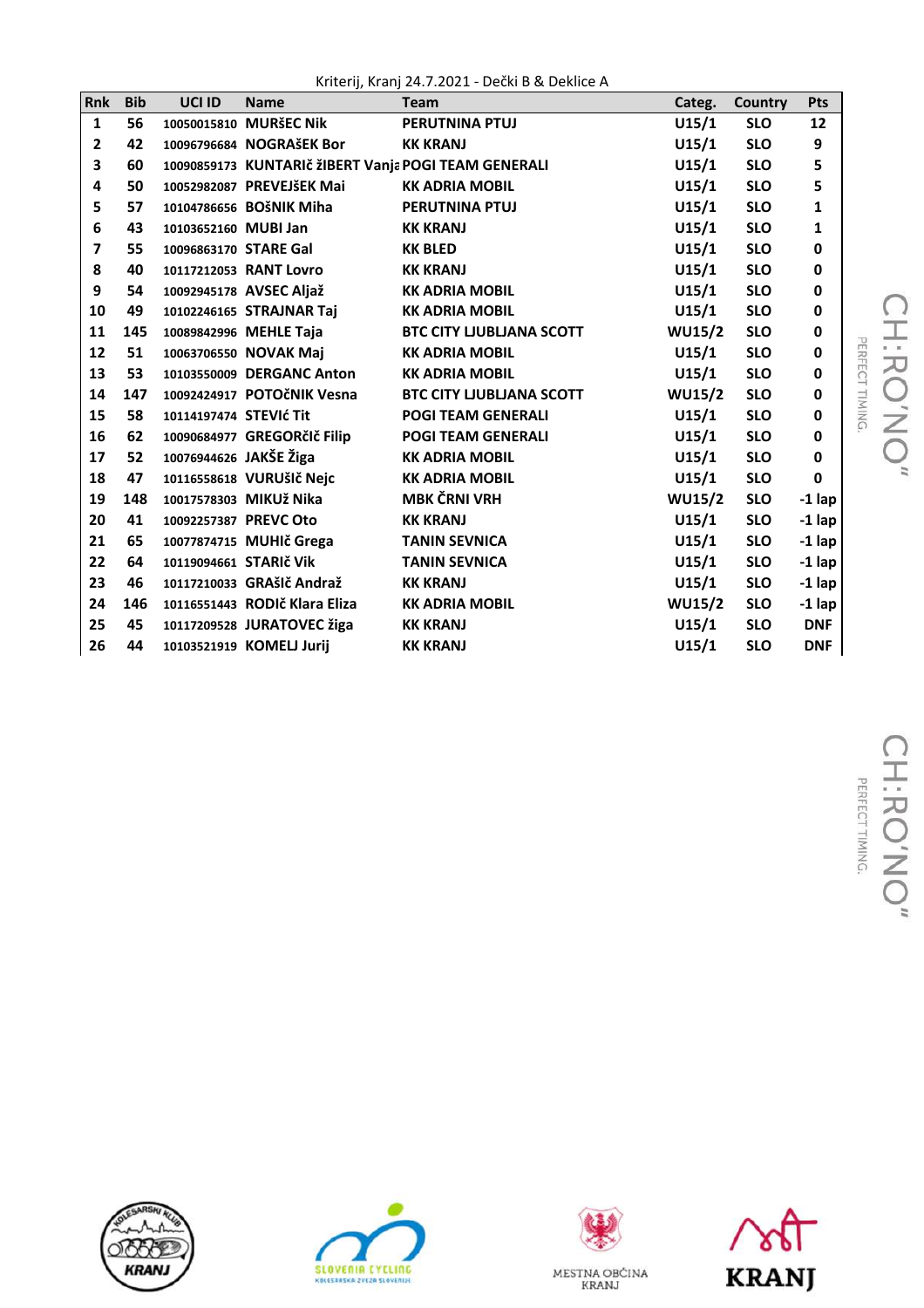Kriterij, Kranj 24.7.2021 - Dečki B & Deklice A

| Rnk | Bib | UCI ID | Name | Team | Categ. | Country | Pts |
|---|---|---|---|---|---|---|---|
| 1 | 56 | 10050015810 | MURŠEC Nik | PERUTNINA PTUJ | U15/1 | SLO | 12 |
| 2 | 42 | 10096796684 | NOGRAŠEK Bor | KK KRANJ | U15/1 | SLO | 9 |
| 3 | 60 | 10090859173 | KUNTARIč žIBERT Vanja | POGI TEAM GENERALI | U15/1 | SLO | 5 |
| 4 | 50 | 10052982087 | PREVEJŠEK Mai | KK ADRIA MOBIL | U15/1 | SLO | 5 |
| 5 | 57 | 10104786656 | BOŠNIK Miha | PERUTNINA PTUJ | U15/1 | SLO | 1 |
| 6 | 43 | 10103652160 | MUBI Jan | KK KRANJ | U15/1 | SLO | 1 |
| 7 | 55 | 10096863170 | STARE Gal | KK BLED | U15/1 | SLO | 0 |
| 8 | 40 | 10117212053 | RANT Lovro | KK KRANJ | U15/1 | SLO | 0 |
| 9 | 54 | 10092945178 | AVSEC Aljaž | KK ADRIA MOBIL | U15/1 | SLO | 0 |
| 10 | 49 | 10102246165 | STRAJNAR Taj | KK ADRIA MOBIL | U15/1 | SLO | 0 |
| 11 | 145 | 10089842996 | MEHLE Taja | BTC CITY LJUBLJANA SCOTT | WU15/2 | SLO | 0 |
| 12 | 51 | 10063706550 | NOVAK Maj | KK ADRIA MOBIL | U15/1 | SLO | 0 |
| 13 | 53 | 10103550009 | DERGANC Anton | KK ADRIA MOBIL | U15/1 | SLO | 0 |
| 14 | 147 | 10092424917 | POTOčNIK Vesna | BTC CITY LJUBLJANA SCOTT | WU15/2 | SLO | 0 |
| 15 | 58 | 10114197474 | STEVIć Tit | POGI TEAM GENERALI | U15/1 | SLO | 0 |
| 16 | 62 | 10090684977 | GREGORčIč Filip | POGI TEAM GENERALI | U15/1 | SLO | 0 |
| 17 | 52 | 10076944626 | JAKŠE Žiga | KK ADRIA MOBIL | U15/1 | SLO | 0 |
| 18 | 47 | 10116558618 | VURUŠIč Nejc | KK ADRIA MOBIL | U15/1 | SLO | 0 |
| 19 | 148 | 10017578303 | MIKUž Nika | MBK ČRNI VRH | WU15/2 | SLO | -1 lap |
| 20 | 41 | 10092257387 | PREVC Oto | KK KRANJ | U15/1 | SLO | -1 lap |
| 21 | 65 | 10077874715 | MUHIč Grega | TANIN SEVNICA | U15/1 | SLO | -1 lap |
| 22 | 64 | 10119094661 | STARIč Vik | TANIN SEVNICA | U15/1 | SLO | -1 lap |
| 23 | 46 | 10117210033 | GRAšIč Andraž | KK KRANJ | U15/1 | SLO | -1 lap |
| 24 | 146 | 10116551443 | RODIč Klara Eliza | KK ADRIA MOBIL | WU15/2 | SLO | -1 lap |
| 25 | 45 | 10117209528 | JURATOVEC žiga | KK KRANJ | U15/1 | SLO | DNF |
| 26 | 44 | 10103521919 | KOMELJ Jurij | KK KRANJ | U15/1 | SLO | DNF |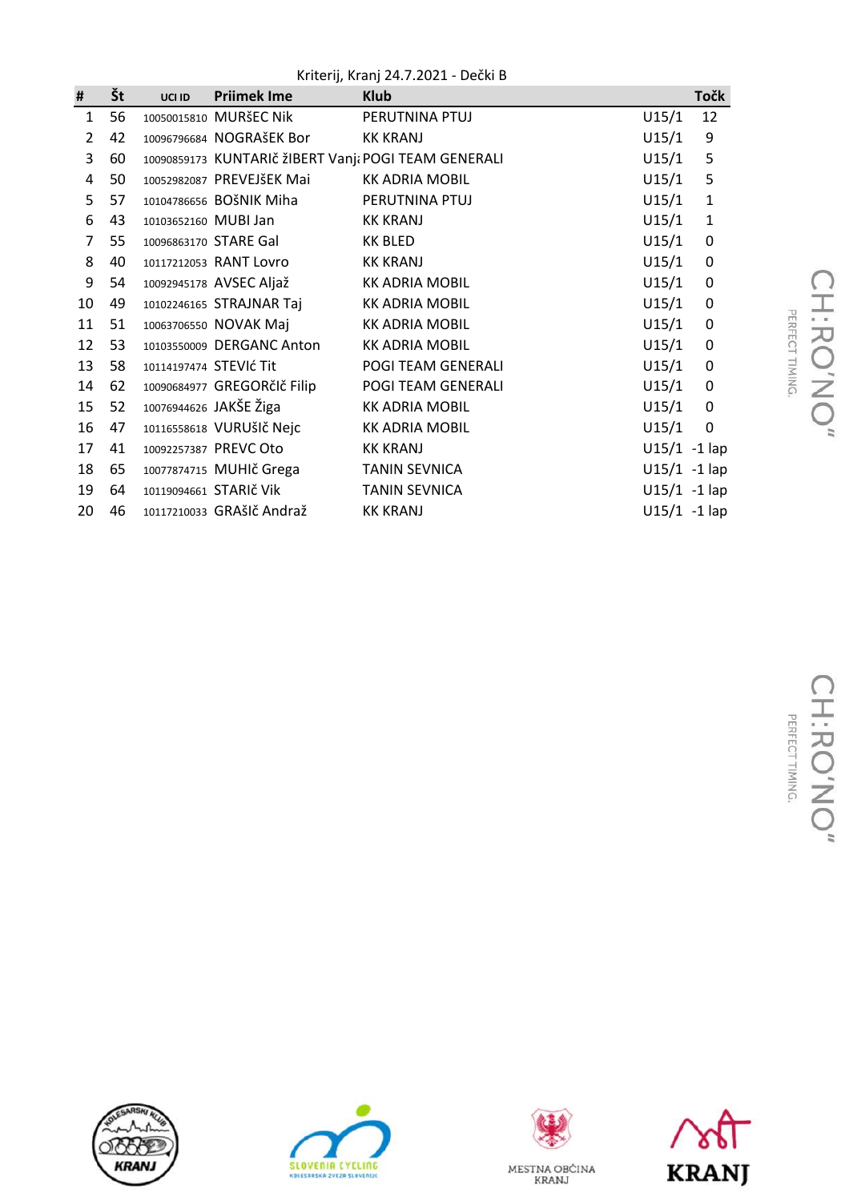Kriterij, Kranj 24.7.2021 - Dečki B

| # | Št | UCI ID | Priimek Ime | Klub | | Točk |
|---|---|---|---|---|---|---|
| 1 | 56 | 10050015810 | MURšEC Nik | PERUTNINA PTUJ | U15/1 | 12 |
| 2 | 42 | 10096796684 | NOGRAšEK Bor | KK KRANJ | U15/1 | 9 |
| 3 | 60 | 10090859173 | KUNTARIč žIBERT Vanj | POGI TEAM GENERALI | U15/1 | 5 |
| 4 | 50 | 10052982087 | PREVEJšEK Mai | KK ADRIA MOBIL | U15/1 | 5 |
| 5 | 57 | 10104786656 | BOšNIK Miha | PERUTNINA PTUJ | U15/1 | 1 |
| 6 | 43 | 10103652160 | MUBI Jan | KK KRANJ | U15/1 | 1 |
| 7 | 55 | 10096863170 | STARE Gal | KK BLED | U15/1 | 0 |
| 8 | 40 | 10117212053 | RANT Lovro | KK KRANJ | U15/1 | 0 |
| 9 | 54 | 10092945178 | AVSEC Aljaž | KK ADRIA MOBIL | U15/1 | 0 |
| 10 | 49 | 10102246165 | STRAJNAR Taj | KK ADRIA MOBIL | U15/1 | 0 |
| 11 | 51 | 10063706550 | NOVAK Maj | KK ADRIA MOBIL | U15/1 | 0 |
| 12 | 53 | 10103550009 | DERGANC Anton | KK ADRIA MOBIL | U15/1 | 0 |
| 13 | 58 | 10114197474 | STEVIć Tit | POGI TEAM GENERALI | U15/1 | 0 |
| 14 | 62 | 10090684977 | GREGORčIč Filip | POGI TEAM GENERALI | U15/1 | 0 |
| 15 | 52 | 10076944626 | JAKŠE Žiga | KK ADRIA MOBIL | U15/1 | 0 |
| 16 | 47 | 10116558618 | VURUšIč Nejc | KK ADRIA MOBIL | U15/1 | 0 |
| 17 | 41 | 10092257387 | PREVC Oto | KK KRANJ | U15/1 | -1 lap |
| 18 | 65 | 10077874715 | MUHIč Grega | TANIN SEVNICA | U15/1 | -1 lap |
| 19 | 64 | 10119094661 | STARIč Vik | TANIN SEVNICA | U15/1 | -1 lap |
| 20 | 46 | 10117210033 | GRAšIč Andraž | KK KRANJ | U15/1 | -1 lap |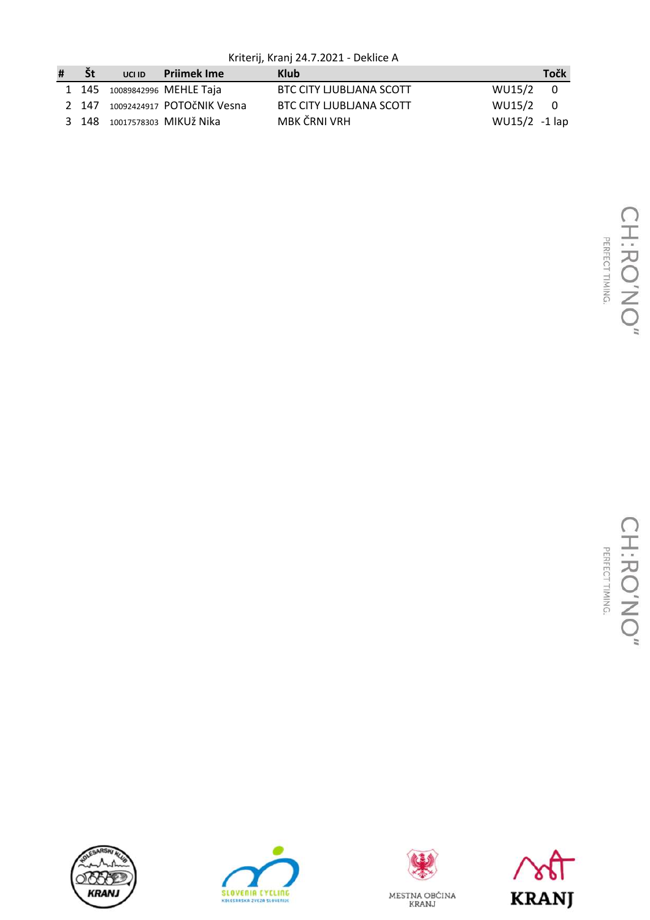Kriterij, Kranj 24.7.2021 - Deklice A

| # | Št | UCI ID | Priimek Ime | Klub | | Točk |
|---|---|---|---|---|---|---|
| 1 | 145 | 10089842996 | MEHLE Taja | BTC CITY LJUBLJANA SCOTT | WU15/2 | 0 |
| 2 | 147 | 10092424917 | POTOčNIK Vesna | BTC CITY LJUBLJANA SCOTT | WU15/2 | 0 |
| 3 | 148 | 10017578303 | MIKUž Nika | MBK ČRNI VRH | WU15/2 | -1 lap |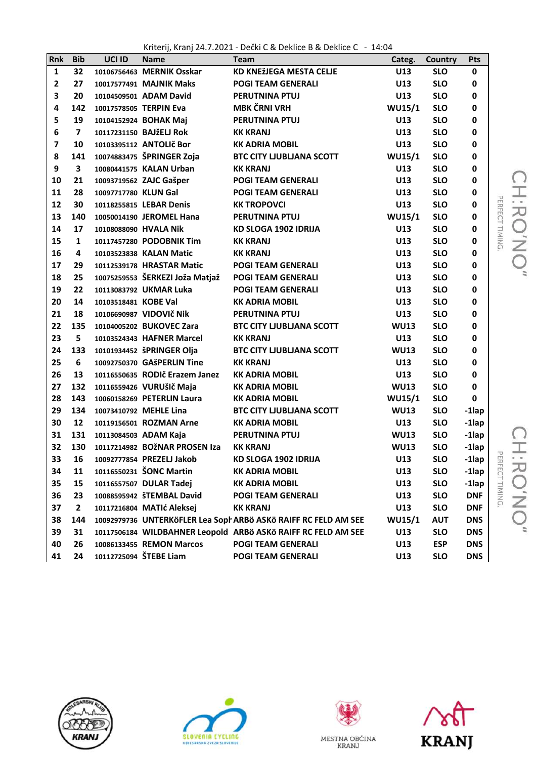Kriterij, Kranj 24.7.2021 - Dečki C & Deklice B & Deklice C - 14:04

| Rnk | Bib | UCI ID | Name | Team | Categ. | Country | Pts |
|---|---|---|---|---|---|---|---|
| 1 | 32 | 10106756463 | MERNIK Osskar | KD KNEŽJEGA MESTA CELJE | U13 | SLO | 0 |
| 2 | 27 | 10017577491 | MAJNIK Maks | POGI TEAM GENERALI | U13 | SLO | 0 |
| 3 | 20 | 10104509501 | ADAM David | PERUTNINA PTUJ | U13 | SLO | 0 |
| 4 | 142 | 10017578505 | TERPIN Eva | MBK ČRNI VRH | WU15/1 | SLO | 0 |
| 5 | 19 | 10104152924 | BOHAK Maj | PERUTNINA PTUJ | U13 | SLO | 0 |
| 6 | 7 | 10117231150 | BAJŽELJ Rok | KK KRANJ | U13 | SLO | 0 |
| 7 | 10 | 10103395112 | ANTOLIč Bor | KK ADRIA MOBIL | U13 | SLO | 0 |
| 8 | 141 | 10074883475 | ŠPRINGER Zoja | BTC CITY LJUBLJANA SCOTT | WU15/1 | SLO | 0 |
| 9 | 3 | 10080441575 | KALAN Urban | KK KRANJ | U13 | SLO | 0 |
| 10 | 21 | 10093719562 | ZAJC Gašper | POGI TEAM GENERALI | U13 | SLO | 0 |
| 11 | 28 | 10097717780 | KLUN Gal | POGI TEAM GENERALI | U13 | SLO | 0 |
| 12 | 30 | 10118255815 | LEBAR Denis | KK TROPOVCI | U13 | SLO | 0 |
| 13 | 140 | 10050014190 | JEROMEL Hana | PERUTNINA PTUJ | WU15/1 | SLO | 0 |
| 14 | 17 | 10108088090 | HVALA Nik | KD SLOGA 1902 IDRIJA | U13 | SLO | 0 |
| 15 | 1 | 10117457280 | PODOBNIK Tim | KK KRANJ | U13 | SLO | 0 |
| 16 | 4 | 10103523838 | KALAN Matic | KK KRANJ | U13 | SLO | 0 |
| 17 | 29 | 10112539178 | HRASTAR Matic | POGI TEAM GENERALI | U13 | SLO | 0 |
| 18 | 25 | 10075259553 | ŠERKEZI Joža Matjaž | POGI TEAM GENERALI | U13 | SLO | 0 |
| 19 | 22 | 10113083792 | UKMAR Luka | POGI TEAM GENERALI | U13 | SLO | 0 |
| 20 | 14 | 10103518481 | KOBE Val | KK ADRIA MOBIL | U13 | SLO | 0 |
| 21 | 18 | 10106690987 | VIDOVIč Nik | PERUTNINA PTUJ | U13 | SLO | 0 |
| 22 | 135 | 10104005202 | BUKOVEC Zara | BTC CITY LJUBLJANA SCOTT | WU13 | SLO | 0 |
| 23 | 5 | 10103524343 | HAFNER Marcel | KK KRANJ | U13 | SLO | 0 |
| 24 | 133 | 10101934452 | šPRINGER Olja | BTC CITY LJUBLJANA SCOTT | WU13 | SLO | 0 |
| 25 | 6 | 10092750370 | GAŠPERLIN Tine | KK KRANJ | U13 | SLO | 0 |
| 26 | 13 | 10116550635 | RODIč Erazem Janez | KK ADRIA MOBIL | U13 | SLO | 0 |
| 27 | 132 | 10116559426 | VURUŠIč Maja | KK ADRIA MOBIL | WU13 | SLO | 0 |
| 28 | 143 | 10060158269 | PETERLIN Laura | KK ADRIA MOBIL | WU15/1 | SLO | 0 |
| 29 | 134 | 10073410792 | MEHLE Lina | BTC CITY LJUBLJANA SCOTT | WU13 | SLO | -1lap |
| 30 | 12 | 10119156501 | ROZMAN Arne | KK ADRIA MOBIL | U13 | SLO | -1lap |
| 31 | 131 | 10113084503 | ADAM Kaja | PERUTNINA PTUJ | WU13 | SLO | -1lap |
| 32 | 130 | 10117214982 | BOŽNAR PROSEN Iza | KK KRANJ | WU13 | SLO | -1lap |
| 33 | 16 | 10092777854 | PREZELJ Jakob | KD SLOGA 1902 IDRIJA | U13 | SLO | -1lap |
| 34 | 11 | 10116550231 | ŠONC Martin | KK ADRIA MOBIL | U13 | SLO | -1lap |
| 35 | 15 | 10116557507 | DULAR Tadej | KK ADRIA MOBIL | U13 | SLO | -1lap |
| 36 | 23 | 10088595942 | ŠTEMBAL David | POGI TEAM GENERALI | U13 | SLO | DNF |
| 37 | 2 | 10117216804 | MATIć Aleksej | KK KRANJ | U13 | SLO | DNF |
| 38 | 144 | 10092979736 | UNTERKöFLER Lea Soph | ARBö ASKö RAIFF RC FELD AM SEE | WU15/1 | AUT | DNS |
| 39 | 31 | 10117506184 | WILDBAHNER Leopold | ARBö ASKö RAIFF RC FELD AM SEE | U13 | SLO | DNS |
| 40 | 26 | 10086133455 | REMON Marcos | POGI TEAM GENERALI | U13 | ESP | DNS |
| 41 | 24 | 10112725094 | ŠTEBE Liam | POGI TEAM GENERALI | U13 | SLO | DNS |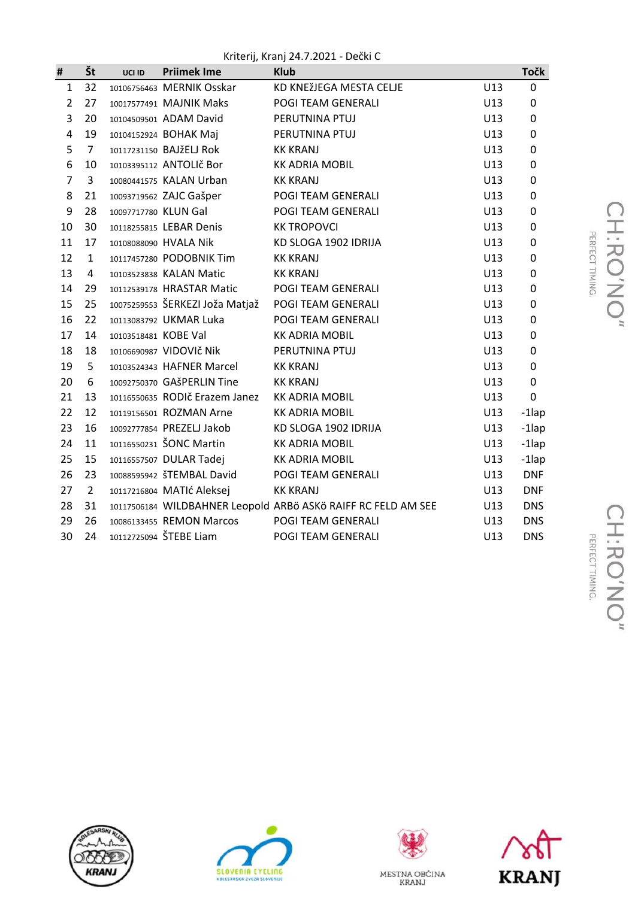Kriterij, Kranj 24.7.2021 - Dečki C

| # | Št | UCI ID | Priimek Ime | Klub | | Točk |
|---|---|---|---|---|---|---|
| 1 | 32 | 10106756463 | MERNIK Osskar | KD KNEžJEGA MESTA CELJE | U13 | 0 |
| 2 | 27 | 10017577491 | MAJNIK Maks | POGI TEAM GENERALI | U13 | 0 |
| 3 | 20 | 10104509501 | ADAM David | PERUTNINA PTUJ | U13 | 0 |
| 4 | 19 | 10104152924 | BOHAK Maj | PERUTNINA PTUJ | U13 | 0 |
| 5 | 7 | 10117231150 | BAJžELJ Rok | KK KRANJ | U13 | 0 |
| 6 | 10 | 10103395112 | ANTOLIč Bor | KK ADRIA MOBIL | U13 | 0 |
| 7 | 3 | 10080441575 | KALAN Urban | KK KRANJ | U13 | 0 |
| 8 | 21 | 10093719562 | ZAJC Gašper | POGI TEAM GENERALI | U13 | 0 |
| 9 | 28 | 10097717780 | KLUN Gal | POGI TEAM GENERALI | U13 | 0 |
| 10 | 30 | 10118255815 | LEBAR Denis | KK TROPOVCI | U13 | 0 |
| 11 | 17 | 10108088090 | HVALA Nik | KD SLOGA 1902 IDRIJA | U13 | 0 |
| 12 | 1 | 10117457280 | PODOBNIK Tim | KK KRANJ | U13 | 0 |
| 13 | 4 | 10103523838 | KALAN Matic | KK KRANJ | U13 | 0 |
| 14 | 29 | 10112539178 | HRASTAR Matic | POGI TEAM GENERALI | U13 | 0 |
| 15 | 25 | 10075259553 | ŠERKEZI Joža Matjaž | POGI TEAM GENERALI | U13 | 0 |
| 16 | 22 | 10113083792 | UKMAR Luka | POGI TEAM GENERALI | U13 | 0 |
| 17 | 14 | 10103518481 | KOBE Val | KK ADRIA MOBIL | U13 | 0 |
| 18 | 18 | 10106690987 | VIDOVIč Nik | PERUTNINA PTUJ | U13 | 0 |
| 19 | 5 | 10103524343 | HAFNER Marcel | KK KRANJ | U13 | 0 |
| 20 | 6 | 10092750370 | GAšPERLIN Tine | KK KRANJ | U13 | 0 |
| 21 | 13 | 10116550635 | RODIč Erazem Janez | KK ADRIA MOBIL | U13 | 0 |
| 22 | 12 | 10119156501 | ROZMAN Arne | KK ADRIA MOBIL | U13 | -1lap |
| 23 | 16 | 10092777854 | PREZELJ Jakob | KD SLOGA 1902 IDRIJA | U13 | -1lap |
| 24 | 11 | 10116550231 | ŠONC Martin | KK ADRIA MOBIL | U13 | -1lap |
| 25 | 15 | 10116557507 | DULAR Tadej | KK ADRIA MOBIL | U13 | -1lap |
| 26 | 23 | 10088595942 | šTEMBAL David | POGI TEAM GENERALI | U13 | DNF |
| 27 | 2 | 10117216804 | MATIć Aleksej | KK KRANJ | U13 | DNF |
| 28 | 31 | 10117506184 | WILDBAHNER Leopold | ARBö ASKö RAIFF RC FELD AM SEE | U13 | DNS |
| 29 | 26 | 10086133455 | REMON Marcos | POGI TEAM GENERALI | U13 | DNS |
| 30 | 24 | 10112725094 | ŠTEBE Liam | POGI TEAM GENERALI | U13 | DNS |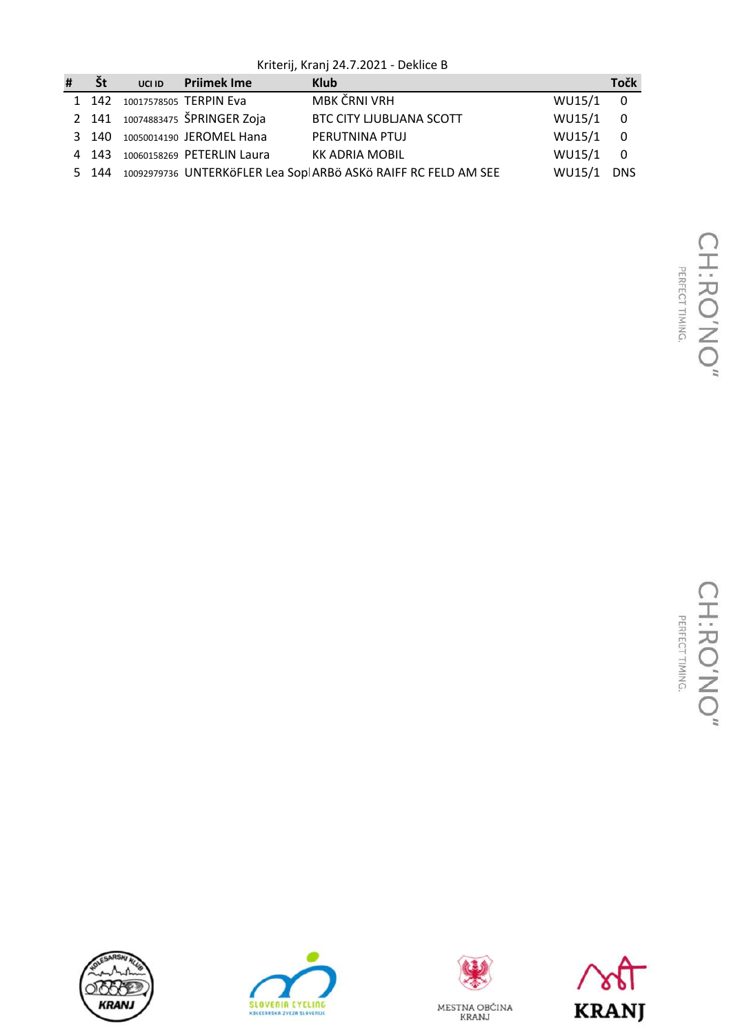Kriterij, Kranj 24.7.2021 - Deklice B

| # | Št | UCI ID | Priimek Ime | Klub | | Točk |
|---|---|---|---|---|---|---|
| 1 | 142 | 10017578505 | TERPIN Eva | MBK ČRNI VRH | WU15/1 | 0 |
| 2 | 141 | 10074883475 | ŠPRINGER Zoja | BTC CITY LJUBLJANA SCOTT | WU15/1 | 0 |
| 3 | 140 | 10050014190 | JEROMEL Hana | PERUTNINA PTUJ | WU15/1 | 0 |
| 4 | 143 | 10060158269 | PETERLIN Laura | KK ADRIA MOBIL | WU15/1 | 0 |
| 5 | 144 | 10092979736 | UNTERKöFLER Lea Sopl | ARBö ASKö RAIFF RC FELD AM SEE | WU15/1 | DNS |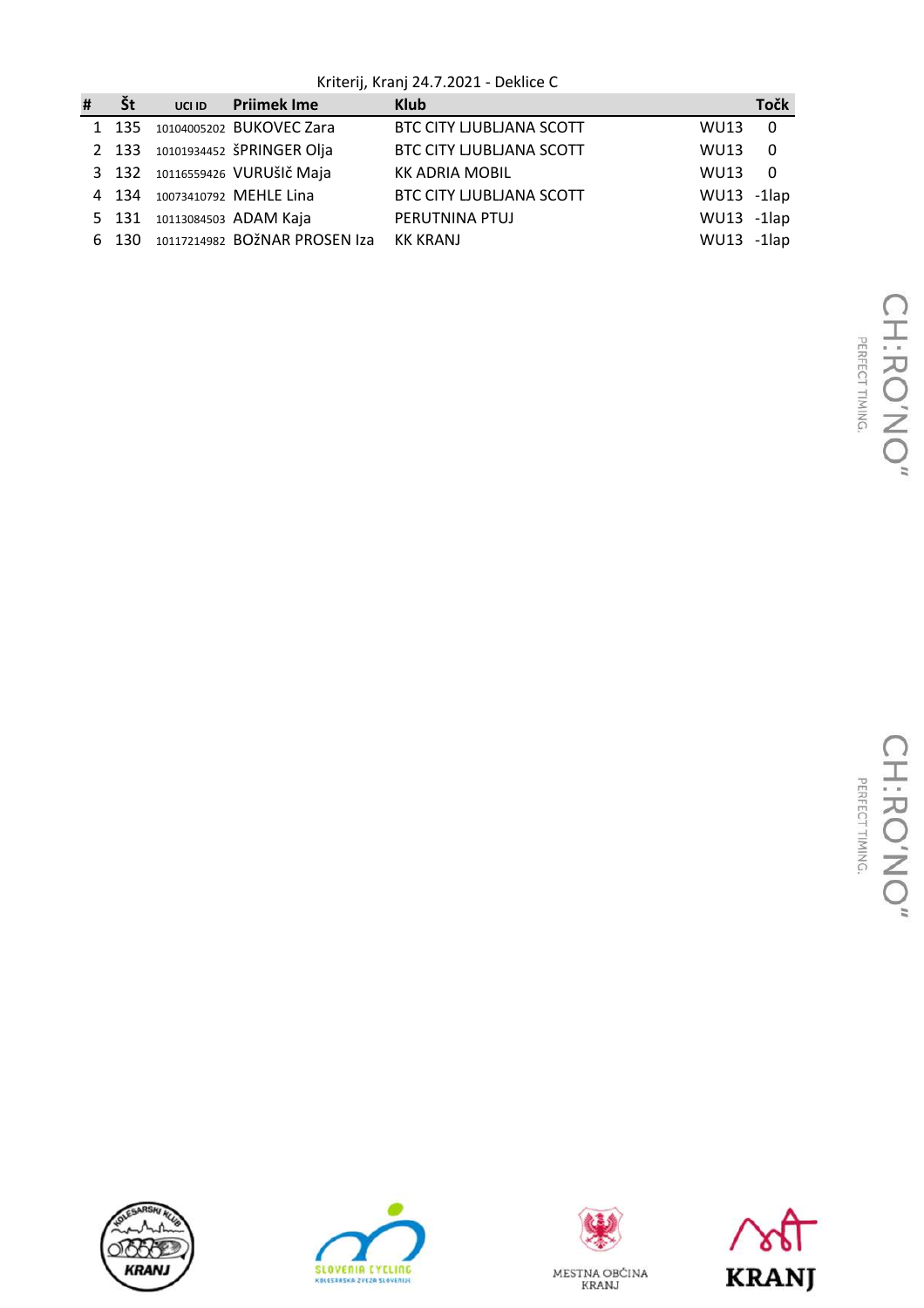Kriterij, Kranj 24.7.2021 - Deklice C

| # | Št | UCI ID | Priimek Ime | Klub | | Točk |
|---|---|---|---|---|---|---|
| 1 | 135 | 10104005202 | BUKOVEC Zara | BTC CITY LJUBLJANA SCOTT | WU13 | 0 |
| 2 | 133 | 10101934452 | šPRINGER Olja | BTC CITY LJUBLJANA SCOTT | WU13 | 0 |
| 3 | 132 | 10116559426 | VURUšIč Maja | KK ADRIA MOBIL | WU13 | 0 |
| 4 | 134 | 10073410792 | MEHLE Lina | BTC CITY LJUBLJANA SCOTT | WU13 | -1lap |
| 5 | 131 | 10113084503 | ADAM Kaja | PERUTNINA PTUJ | WU13 | -1lap |
| 6 | 130 | 10117214982 | BOžNAR PROSEN Iza | KK KRANJ | WU13 | -1lap |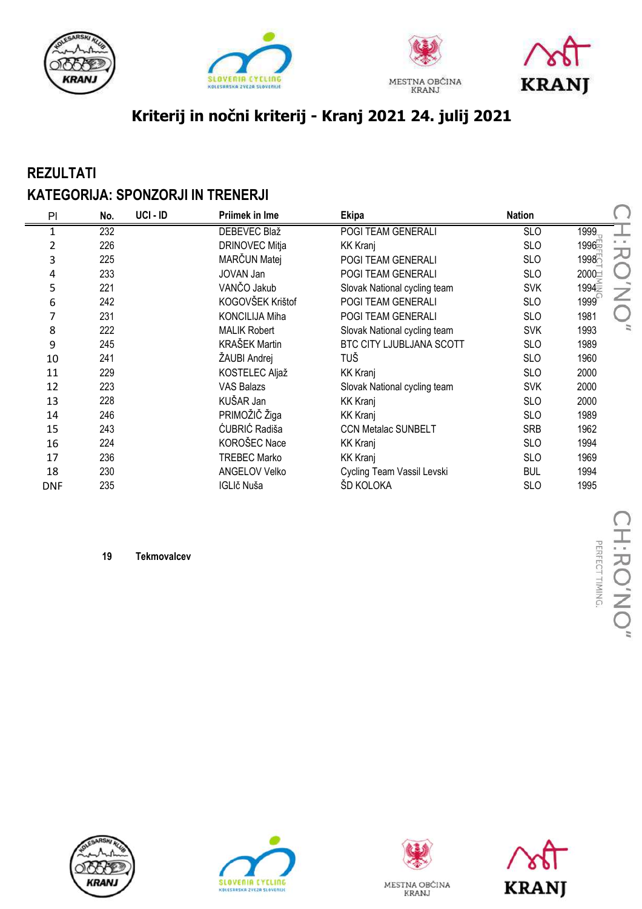# Kriterij in nočni kriterij - Kranj 2021 24. julij 2021

## REZULTATI

## KATEGORIJA: SPONZORJI IN TRENERJI

| Pl | No. | UCI - ID | Priimek in Ime | Ekipa | Nation | |
|---|---|---|---|---|---|---|
| 1 | 232 | | DEBEVEC Blaž | POGI TEAM GENERALI | SLO | 1999 |
| 2 | 226 | | DRINOVEC Mitja | KK Kranj | SLO | 1996 |
| 3 | 225 | | MARČUN Matej | POGI TEAM GENERALI | SLO | 1998 |
| 4 | 233 | | JOVAN Jan | POGI TEAM GENERALI | SLO | 2000 |
| 5 | 221 | | VANČO Jakub | Slovak National cycling team | SVK | 1994 |
| 6 | 242 | | KOGOVŠEK Krištof | POGI TEAM GENERALI | SLO | 1999 |
| 7 | 231 | | KONCILIJA Miha | POGI TEAM GENERALI | SLO | 1981 |
| 8 | 222 | | MALIK Robert | Slovak National cycling team | SVK | 1993 |
| 9 | 245 | | KRAŠEK Martin | BTC CITY LJUBLJANA SCOTT | SLO | 1989 |
| 10 | 241 | | ŽAUBI Andrej | TUŠ | SLO | 1960 |
| 11 | 229 | | KOSTELEC Aljaž | KK Kranj | SLO | 2000 |
| 12 | 223 | | VAS Balazs | Slovak National cycling team | SVK | 2000 |
| 13 | 228 | | KUŠAR Jan | KK Kranj | SLO | 2000 |
| 14 | 246 | | PRIMOŽIČ Žiga | KK Kranj | SLO | 1989 |
| 15 | 243 | | ĆUBRIĆ Radiša | CCN Metalac SUNBELT | SRB | 1962 |
| 16 | 224 | | KOROŠEC Nace | KK Kranj | SLO | 1994 |
| 17 | 236 | | TREBEC Marko | KK Kranj | SLO | 1969 |
| 18 | 230 | | ANGELOV Velko | Cycling Team Vassil Levski | BUL | 1994 |
| DNF | 235 | | IGLIč Nuša | ŠD KOLOKA | SLO | 1995 |

**19 Tekmovalcev**